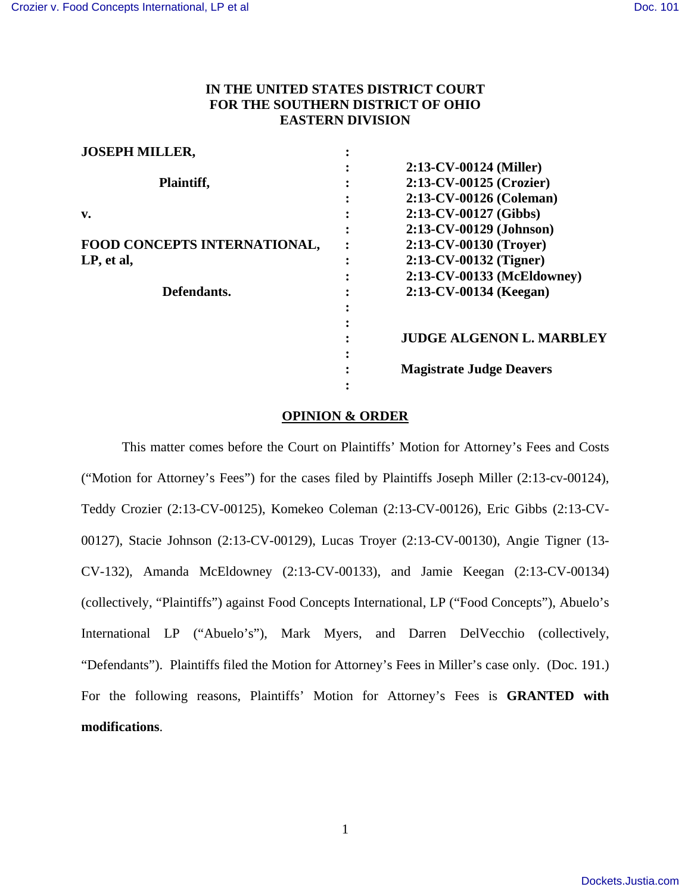IN THE UNITED STATES DISTRICT COURT
FOR THE SOUTHERN DISTRICT OF OHIO
EASTERN DIVISION

| | | |
|---|---|---|
| **JOSEPH MILLER,** | : | |
| | : | **2:13-CV-00124 (Miller)** |
| **Plaintiff,** | : | **2:13-CV-00125 (Crozier)** |
| | : | **2:13-CV-00126 (Coleman)** |
| **v.** | : | **2:13-CV-00127 (Gibbs)** |
| | : | **2:13-CV-00129 (Johnson)** |
| **FOOD CONCEPTS INTERNATIONAL,** | : | **2:13-CV-00130 (Troyer)** |
| **LP, et al,** | : | **2:13-CV-00132 (Tigner)** |
| | : | **2:13-CV-00133 (McEldowney)** |
| **Defendants.** | : | **2:13-CV-00134 (Keegan)** |
| | : | |
| | : | |
| | : | **JUDGE ALGENON L. MARBLEY** |
| | : | |
| | : | **Magistrate Judge Deavers** |
| | : | |

## OPINION & ORDER

This matter comes before the Court on Plaintiffs' Motion for Attorney's Fees and Costs ("Motion for Attorney's Fees") for the cases filed by Plaintiffs Joseph Miller (2:13-cv-00124), Teddy Crozier (2:13-CV-00125), Komekeo Coleman (2:13-CV-00126), Eric Gibbs (2:13-CV-00127), Stacie Johnson (2:13-CV-00129), Lucas Troyer (2:13-CV-00130), Angie Tigner (13-CV-132), Amanda McEldowney (2:13-CV-00133), and Jamie Keegan (2:13-CV-00134) (collectively, "Plaintiffs") against Food Concepts International, LP ("Food Concepts"), Abuelo's International LP ("Abuelo's"), Mark Myers, and Darren DelVecchio (collectively, "Defendants"). Plaintiffs filed the Motion for Attorney's Fees in Miller's case only. (Doc. 191.) For the following reasons, Plaintiffs' Motion for Attorney's Fees is **GRANTED with modifications**.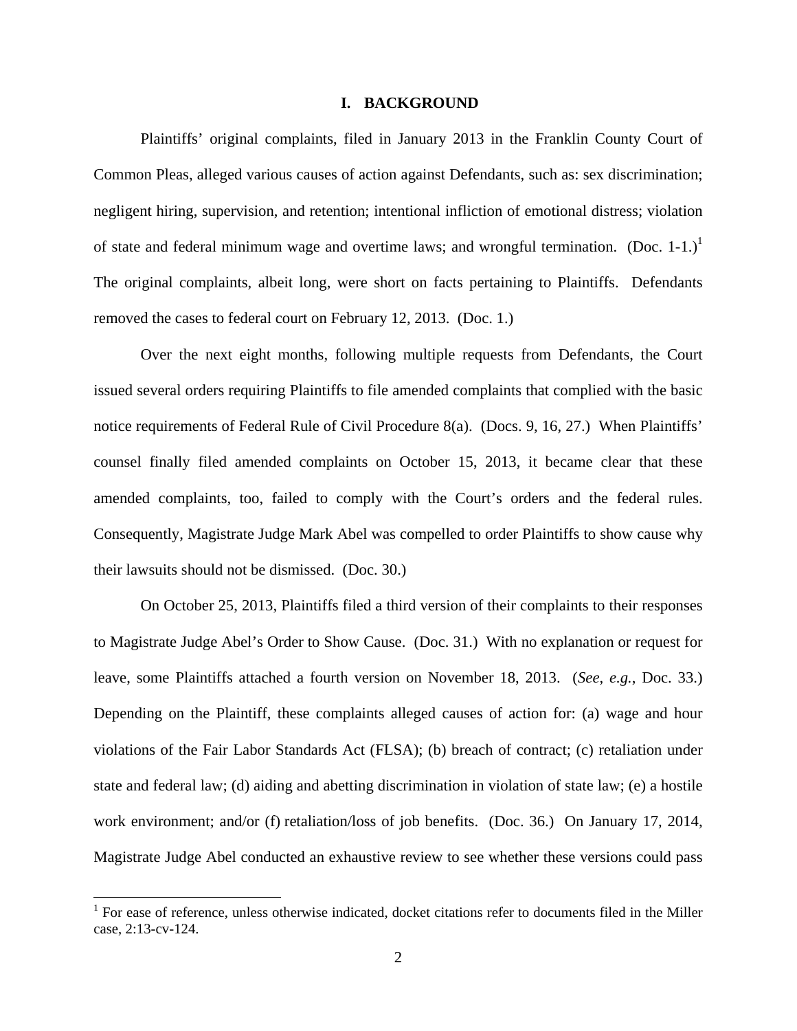## I. BACKGROUND

Plaintiffs' original complaints, filed in January 2013 in the Franklin County Court of Common Pleas, alleged various causes of action against Defendants, such as: sex discrimination; negligent hiring, supervision, and retention; intentional infliction of emotional distress; violation of state and federal minimum wage and overtime laws; and wrongful termination. (Doc. 1-1.)[1] The original complaints, albeit long, were short on facts pertaining to Plaintiffs. Defendants removed the cases to federal court on February 12, 2013. (Doc. 1.)

Over the next eight months, following multiple requests from Defendants, the Court issued several orders requiring Plaintiffs to file amended complaints that complied with the basic notice requirements of Federal Rule of Civil Procedure 8(a). (Docs. 9, 16, 27.) When Plaintiffs' counsel finally filed amended complaints on October 15, 2013, it became clear that these amended complaints, too, failed to comply with the Court's orders and the federal rules. Consequently, Magistrate Judge Mark Abel was compelled to order Plaintiffs to show cause why their lawsuits should not be dismissed. (Doc. 30.)

On October 25, 2013, Plaintiffs filed a third version of their complaints to their responses to Magistrate Judge Abel's Order to Show Cause. (Doc. 31.) With no explanation or request for leave, some Plaintiffs attached a fourth version on November 18, 2013. (*See*, *e.g.*, Doc. 33.) Depending on the Plaintiff, these complaints alleged causes of action for: (a) wage and hour violations of the Fair Labor Standards Act (FLSA); (b) breach of contract; (c) retaliation under state and federal law; (d) aiding and abetting discrimination in violation of state law; (e) a hostile work environment; and/or (f) retaliation/loss of job benefits. (Doc. 36.) On January 17, 2014, Magistrate Judge Abel conducted an exhaustive review to see whether these versions could pass

---

[1] For ease of reference, unless otherwise indicated, docket citations refer to documents filed in the Miller case, 2:13-cv-124.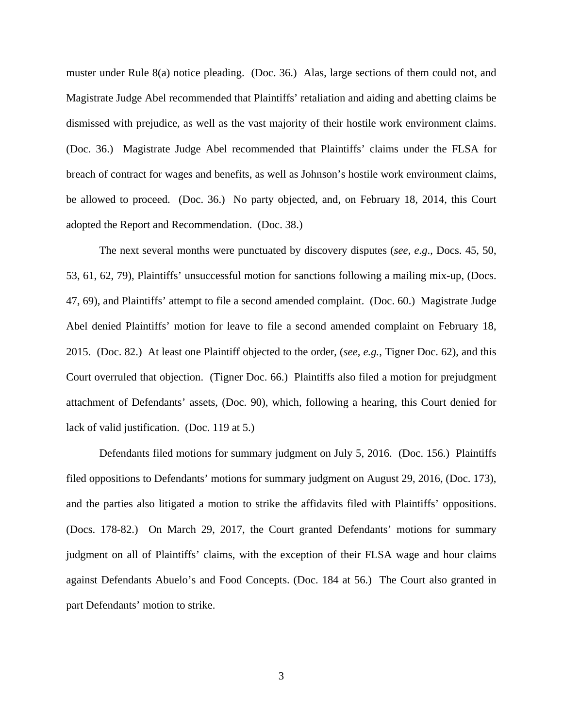muster under Rule 8(a) notice pleading. (Doc. 36.) Alas, large sections of them could not, and Magistrate Judge Abel recommended that Plaintiffs' retaliation and aiding and abetting claims be dismissed with prejudice, as well as the vast majority of their hostile work environment claims. (Doc. 36.) Magistrate Judge Abel recommended that Plaintiffs' claims under the FLSA for breach of contract for wages and benefits, as well as Johnson's hostile work environment claims, be allowed to proceed. (Doc. 36.) No party objected, and, on February 18, 2014, this Court adopted the Report and Recommendation. (Doc. 38.)

The next several months were punctuated by discovery disputes (*see*, *e.g*., Docs. 45, 50, 53, 61, 62, 79), Plaintiffs' unsuccessful motion for sanctions following a mailing mix-up, (Docs. 47, 69), and Plaintiffs' attempt to file a second amended complaint. (Doc. 60.) Magistrate Judge Abel denied Plaintiffs' motion for leave to file a second amended complaint on February 18, 2015. (Doc. 82.) At least one Plaintiff objected to the order, (*see, e.g.*, Tigner Doc. 62), and this Court overruled that objection. (Tigner Doc. 66.) Plaintiffs also filed a motion for prejudgment attachment of Defendants' assets, (Doc. 90), which, following a hearing, this Court denied for lack of valid justification. (Doc. 119 at 5.)

Defendants filed motions for summary judgment on July 5, 2016. (Doc. 156.) Plaintiffs filed oppositions to Defendants' motions for summary judgment on August 29, 2016, (Doc. 173), and the parties also litigated a motion to strike the affidavits filed with Plaintiffs' oppositions. (Docs. 178-82.) On March 29, 2017, the Court granted Defendants' motions for summary judgment on all of Plaintiffs' claims, with the exception of their FLSA wage and hour claims against Defendants Abuelo's and Food Concepts. (Doc. 184 at 56.) The Court also granted in part Defendants' motion to strike.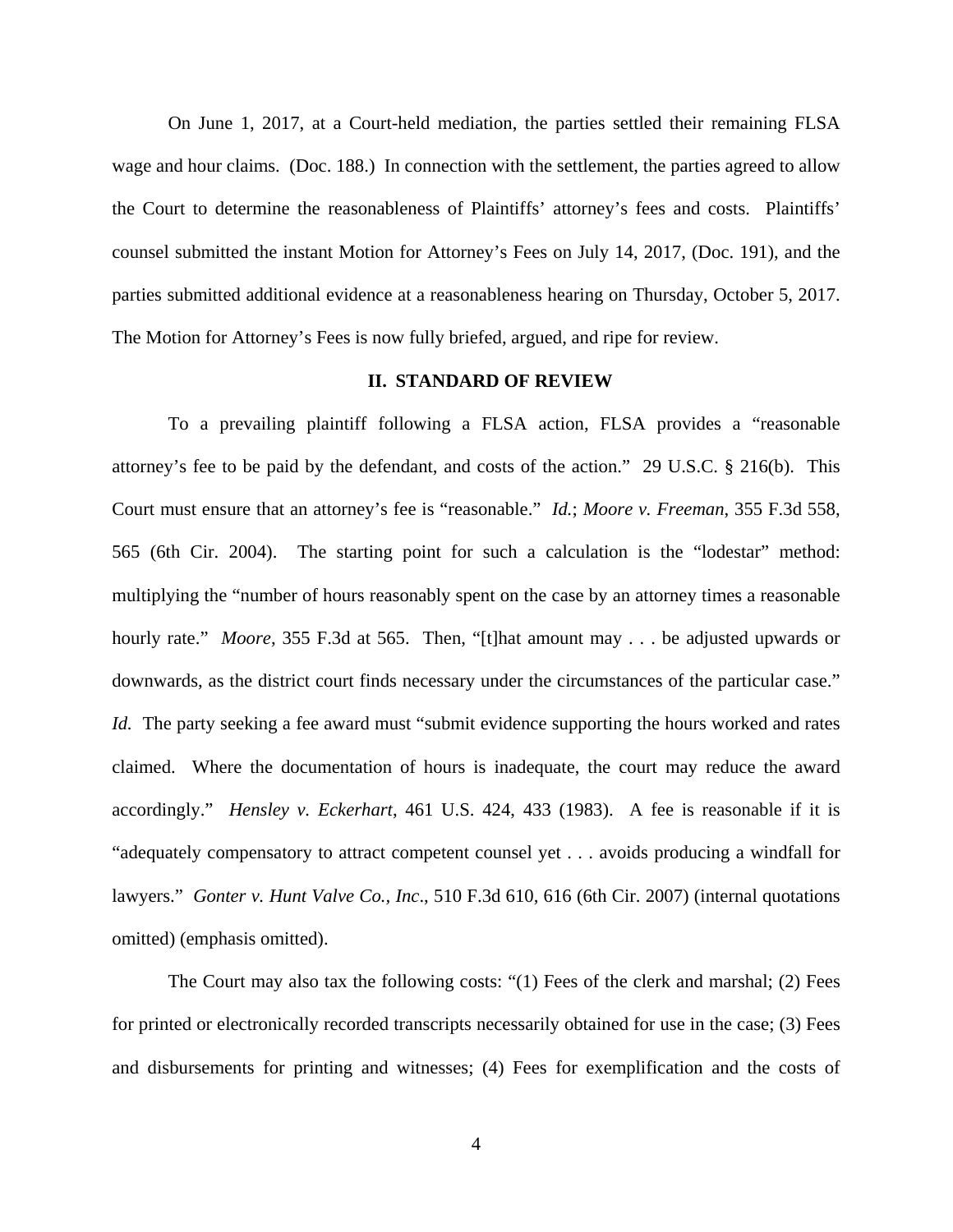On June 1, 2017, at a Court-held mediation, the parties settled their remaining FLSA wage and hour claims. (Doc. 188.) In connection with the settlement, the parties agreed to allow the Court to determine the reasonableness of Plaintiffs' attorney's fees and costs. Plaintiffs' counsel submitted the instant Motion for Attorney's Fees on July 14, 2017, (Doc. 191), and the parties submitted additional evidence at a reasonableness hearing on Thursday, October 5, 2017. The Motion for Attorney's Fees is now fully briefed, argued, and ripe for review.

## II. STANDARD OF REVIEW

To a prevailing plaintiff following a FLSA action, FLSA provides a "reasonable attorney's fee to be paid by the defendant, and costs of the action." 29 U.S.C. § 216(b). This Court must ensure that an attorney's fee is "reasonable." *Id.*; *Moore v. Freeman*, 355 F.3d 558, 565 (6th Cir. 2004). The starting point for such a calculation is the "lodestar" method: multiplying the "number of hours reasonably spent on the case by an attorney times a reasonable hourly rate." *Moore*, 355 F.3d at 565. Then, "[t]hat amount may . . . be adjusted upwards or downwards, as the district court finds necessary under the circumstances of the particular case." *Id.* The party seeking a fee award must "submit evidence supporting the hours worked and rates claimed. Where the documentation of hours is inadequate, the court may reduce the award accordingly." *Hensley v. Eckerhart*, 461 U.S. 424, 433 (1983). A fee is reasonable if it is "adequately compensatory to attract competent counsel yet . . . avoids producing a windfall for lawyers." *Gonter v. Hunt Valve Co., Inc*., 510 F.3d 610, 616 (6th Cir. 2007) (internal quotations omitted) (emphasis omitted).

The Court may also tax the following costs: "(1) Fees of the clerk and marshal; (2) Fees for printed or electronically recorded transcripts necessarily obtained for use in the case; (3) Fees and disbursements for printing and witnesses; (4) Fees for exemplification and the costs of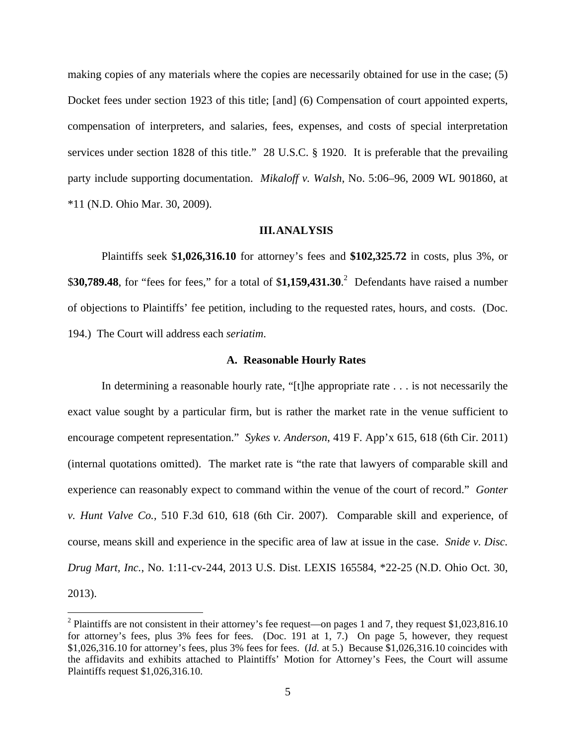making copies of any materials where the copies are necessarily obtained for use in the case; (5) Docket fees under section 1923 of this title; [and] (6) Compensation of court appointed experts, compensation of interpreters, and salaries, fees, expenses, and costs of special interpretation services under section 1828 of this title." 28 U.S.C. § 1920. It is preferable that the prevailing party include supporting documentation. *Mikaloff v. Walsh*, No. 5:06–96, 2009 WL 901860, at *11 (N.D. Ohio Mar. 30, 2009).

## III. ANALYSIS

Plaintiffs seek $**1,026,316.10** for attorney's fees and **$102,325.72** in costs, plus 3%, or $**30,789.48**, for "fees for fees," for a total of $**1,159,431.30**.[2] Defendants have raised a number of objections to Plaintiffs' fee petition, including to the requested rates, hours, and costs. (Doc. 194.) The Court will address each *seriatim*.

### A. Reasonable Hourly Rates

In determining a reasonable hourly rate, "[t]he appropriate rate . . . is not necessarily the exact value sought by a particular firm, but is rather the market rate in the venue sufficient to encourage competent representation." *Sykes v. Anderson*, 419 F. App'x 615, 618 (6th Cir. 2011) (internal quotations omitted). The market rate is "the rate that lawyers of comparable skill and experience can reasonably expect to command within the venue of the court of record." *Gonter v. Hunt Valve Co.*, 510 F.3d 610, 618 (6th Cir. 2007). Comparable skill and experience, of course, means skill and experience in the specific area of law at issue in the case. *Snide v. Disc. Drug Mart, Inc.*, No. 1:11-cv-244, 2013 U.S. Dist. LEXIS 165584, *22-25 (N.D. Ohio Oct. 30, 2013).

---

[2] Plaintiffs are not consistent in their attorney's fee request—on pages 1 and 7, they request $1,023,816.10 for attorney's fees, plus 3% fees for fees. (Doc. 191 at 1, 7.) On page 5, however, they request $1,026,316.10 for attorney's fees, plus 3% fees for fees. (*Id.* at 5.) Because $1,026,316.10 coincides with the affidavits and exhibits attached to Plaintiffs' Motion for Attorney's Fees, the Court will assume Plaintiffs request $1,026,316.10.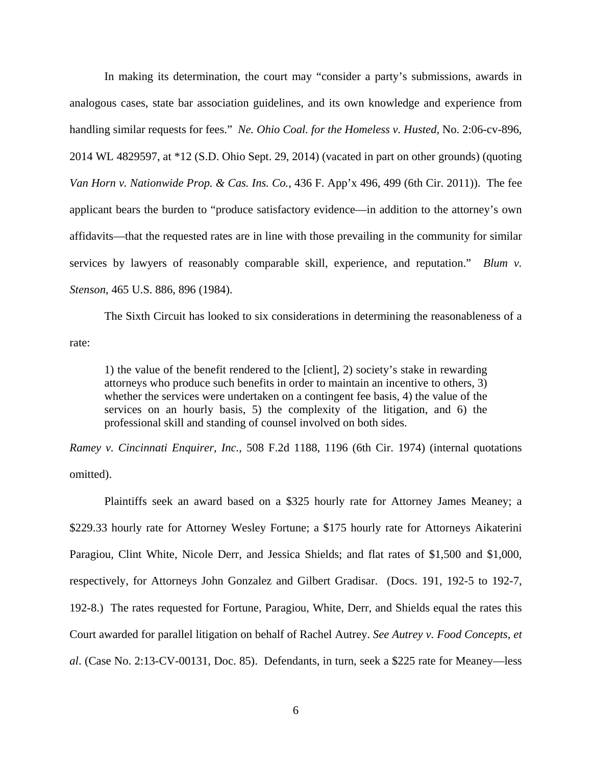In making its determination, the court may "consider a party's submissions, awards in analogous cases, state bar association guidelines, and its own knowledge and experience from handling similar requests for fees." *Ne. Ohio Coal. for the Homeless v. Husted*, No. 2:06-cv-896, 2014 WL 4829597, at *12 (S.D. Ohio Sept. 29, 2014) (vacated in part on other grounds) (quoting *Van Horn v. Nationwide Prop. & Cas. Ins. Co.*, 436 F. App'x 496, 499 (6th Cir. 2011)). The fee applicant bears the burden to "produce satisfactory evidence—in addition to the attorney's own affidavits—that the requested rates are in line with those prevailing in the community for similar services by lawyers of reasonably comparable skill, experience, and reputation." *Blum v. Stenson*, 465 U.S. 886, 896 (1984).

The Sixth Circuit has looked to six considerations in determining the reasonableness of a rate:

> 1) the value of the benefit rendered to the [client], 2) society's stake in rewarding attorneys who produce such benefits in order to maintain an incentive to others, 3) whether the services were undertaken on a contingent fee basis, 4) the value of the services on an hourly basis, 5) the complexity of the litigation, and 6) the professional skill and standing of counsel involved on both sides.

*Ramey v. Cincinnati Enquirer, Inc.*, 508 F.2d 1188, 1196 (6th Cir. 1974) (internal quotations omitted).

Plaintiffs seek an award based on a $325 hourly rate for Attorney James Meaney; a $229.33 hourly rate for Attorney Wesley Fortune; a $175 hourly rate for Attorneys Aikaterini Paragiou, Clint White, Nicole Derr, and Jessica Shields; and flat rates of $1,500 and $1,000, respectively, for Attorneys John Gonzalez and Gilbert Gradisar. (Docs. 191, 192-5 to 192-7, 192-8.) The rates requested for Fortune, Paragiou, White, Derr, and Shields equal the rates this Court awarded for parallel litigation on behalf of Rachel Autrey. *See Autrey v. Food Concepts, et al*. (Case No. 2:13-CV-00131, Doc. 85). Defendants, in turn, seek a $225 rate for Meaney—less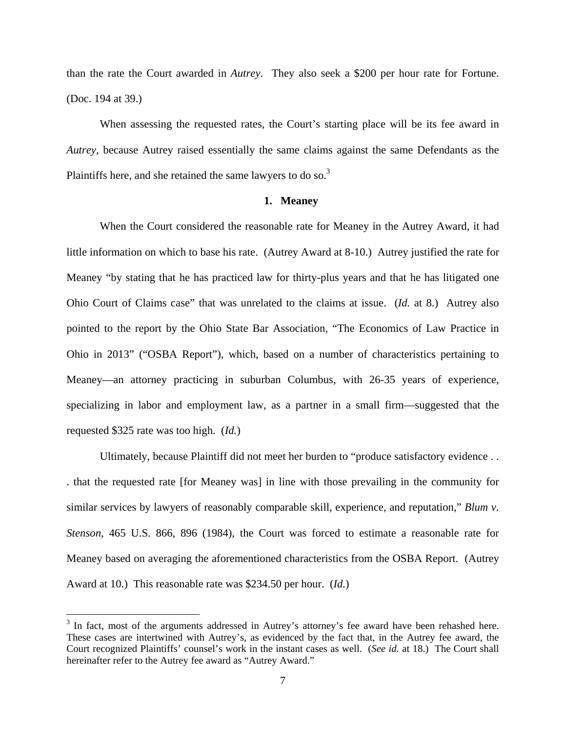than the rate the Court awarded in *Autrey*. They also seek a $200 per hour rate for Fortune. (Doc. 194 at 39.)

When assessing the requested rates, the Court's starting place will be its fee award in *Autrey*, because Autrey raised essentially the same claims against the same Defendants as the Plaintiffs here, and she retained the same lawyers to do so.[3]

**1. Meaney**

When the Court considered the reasonable rate for Meaney in the Autrey Award, it had little information on which to base his rate. (Autrey Award at 8-10.) Autrey justified the rate for Meaney "by stating that he has practiced law for thirty-plus years and that he has litigated one Ohio Court of Claims case" that was unrelated to the claims at issue. (*Id.* at 8.) Autrey also pointed to the report by the Ohio State Bar Association, "The Economics of Law Practice in Ohio in 2013" ("OSBA Report"), which, based on a number of characteristics pertaining to Meaney—an attorney practicing in suburban Columbus, with 26-35 years of experience, specializing in labor and employment law, as a partner in a small firm—suggested that the requested $325 rate was too high. (*Id.*)

Ultimately, because Plaintiff did not meet her burden to "produce satisfactory evidence . . . that the requested rate [for Meaney was] in line with those prevailing in the community for similar services by lawyers of reasonably comparable skill, experience, and reputation," *Blum v. Stenson*, 465 U.S. 866, 896 (1984), the Court was forced to estimate a reasonable rate for Meaney based on averaging the aforementioned characteristics from the OSBA Report. (Autrey Award at 10.) This reasonable rate was $234.50 per hour. (*Id.*)

---

[3] In fact, most of the arguments addressed in Autrey's attorney's fee award have been rehashed here. These cases are intertwined with Autrey's, as evidenced by the fact that, in the Autrey fee award, the Court recognized Plaintiffs' counsel's work in the instant cases as well. (*See id.* at 18.) The Court shall hereinafter refer to the Autrey fee award as "Autrey Award."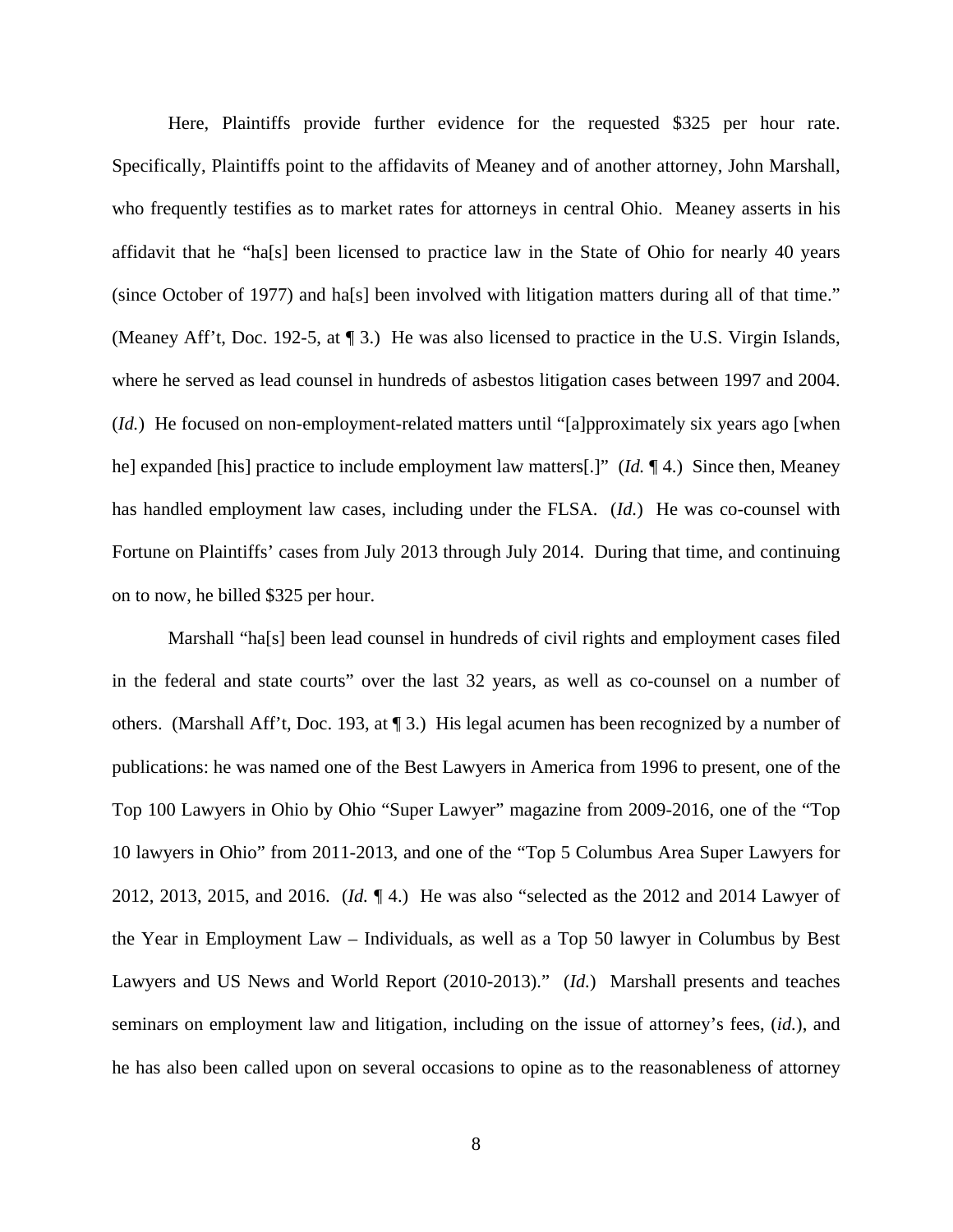Here, Plaintiffs provide further evidence for the requested $325 per hour rate. Specifically, Plaintiffs point to the affidavits of Meaney and of another attorney, John Marshall, who frequently testifies as to market rates for attorneys in central Ohio. Meaney asserts in his affidavit that he "ha[s] been licensed to practice law in the State of Ohio for nearly 40 years (since October of 1977) and ha[s] been involved with litigation matters during all of that time." (Meaney Aff't, Doc. 192-5, at ¶ 3.) He was also licensed to practice in the U.S. Virgin Islands, where he served as lead counsel in hundreds of asbestos litigation cases between 1997 and 2004. (*Id.*) He focused on non-employment-related matters until "[a]pproximately six years ago [when he] expanded [his] practice to include employment law matters[.]" (*Id.* ¶ 4.) Since then, Meaney has handled employment law cases, including under the FLSA. (*Id.*) He was co-counsel with Fortune on Plaintiffs' cases from July 2013 through July 2014. During that time, and continuing on to now, he billed $325 per hour.

Marshall "ha[s] been lead counsel in hundreds of civil rights and employment cases filed in the federal and state courts" over the last 32 years, as well as co-counsel on a number of others. (Marshall Aff't, Doc. 193, at ¶ 3.) His legal acumen has been recognized by a number of publications: he was named one of the Best Lawyers in America from 1996 to present, one of the Top 100 Lawyers in Ohio by Ohio "Super Lawyer" magazine from 2009-2016, one of the "Top 10 lawyers in Ohio" from 2011-2013, and one of the "Top 5 Columbus Area Super Lawyers for 2012, 2013, 2015, and 2016. (*Id.* ¶ 4.) He was also "selected as the 2012 and 2014 Lawyer of the Year in Employment Law – Individuals, as well as a Top 50 lawyer in Columbus by Best Lawyers and US News and World Report (2010-2013)." (*Id.*) Marshall presents and teaches seminars on employment law and litigation, including on the issue of attorney's fees, (*id.*), and he has also been called upon on several occasions to opine as to the reasonableness of attorney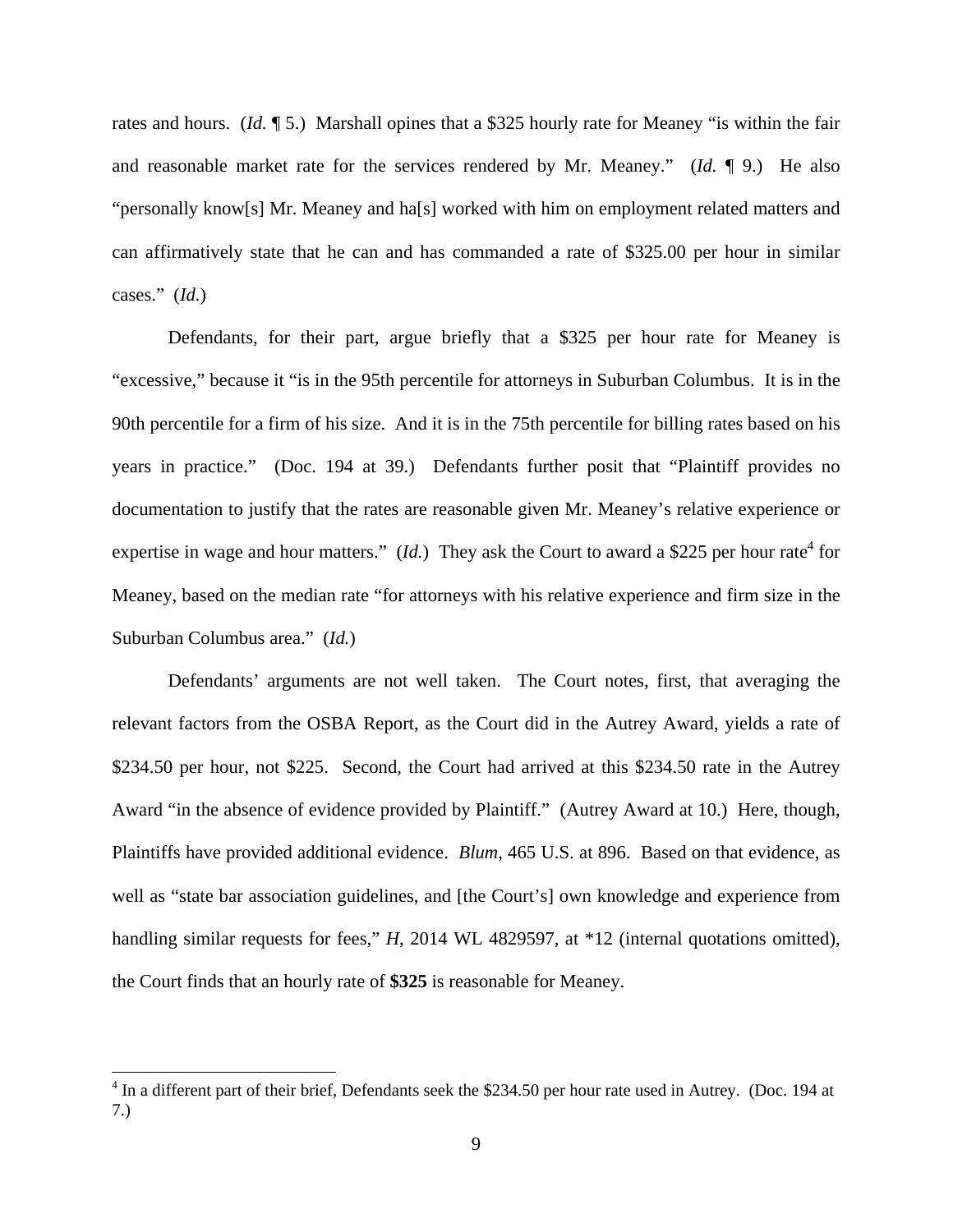rates and hours. (*Id.* ¶ 5.) Marshall opines that a $325 hourly rate for Meaney "is within the fair and reasonable market rate for the services rendered by Mr. Meaney." (*Id.* ¶ 9.) He also "personally know[s] Mr. Meaney and ha[s] worked with him on employment related matters and can affirmatively state that he can and has commanded a rate of $325.00 per hour in similar cases." (*Id.*)

Defendants, for their part, argue briefly that a $325 per hour rate for Meaney is "excessive," because it "is in the 95th percentile for attorneys in Suburban Columbus. It is in the 90th percentile for a firm of his size. And it is in the 75th percentile for billing rates based on his years in practice." (Doc. 194 at 39.) Defendants further posit that "Plaintiff provides no documentation to justify that the rates are reasonable given Mr. Meaney's relative experience or expertise in wage and hour matters." (*Id.*) They ask the Court to award a $225 per hour rate[4] for Meaney, based on the median rate "for attorneys with his relative experience and firm size in the Suburban Columbus area." (*Id.*)

Defendants' arguments are not well taken. The Court notes, first, that averaging the relevant factors from the OSBA Report, as the Court did in the Autrey Award, yields a rate of $234.50 per hour, not $225. Second, the Court had arrived at this $234.50 rate in the Autrey Award "in the absence of evidence provided by Plaintiff." (Autrey Award at 10.) Here, though, Plaintiffs have provided additional evidence. *Blum*, 465 U.S. at 896. Based on that evidence, as well as "state bar association guidelines, and [the Court's] own knowledge and experience from handling similar requests for fees," *H*, 2014 WL 4829597, at *12 (internal quotations omitted), the Court finds that an hourly rate of **$325** is reasonable for Meaney.

[4] In a different part of their brief, Defendants seek the $234.50 per hour rate used in Autrey. (Doc. 194 at 7.)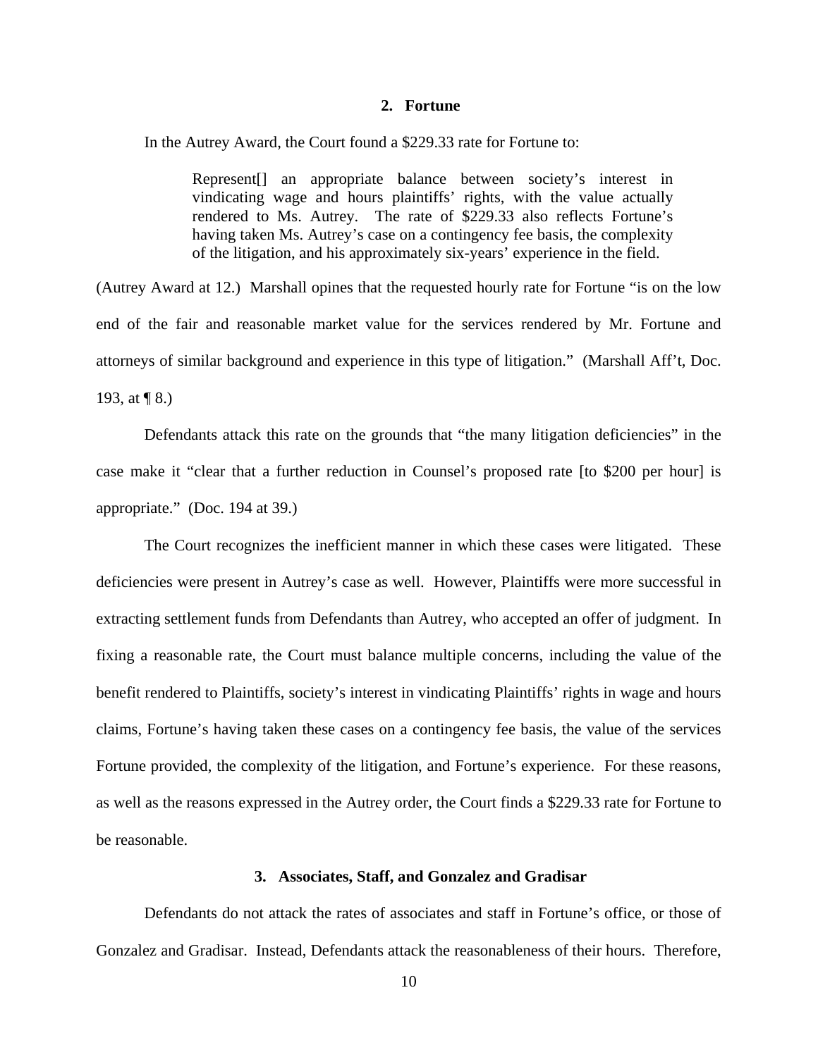### 2. Fortune

In the Autrey Award, the Court found a $229.33 rate for Fortune to:

> Represent[] an appropriate balance between society's interest in vindicating wage and hours plaintiffs' rights, with the value actually rendered to Ms. Autrey. The rate of $229.33 also reflects Fortune's having taken Ms. Autrey's case on a contingency fee basis, the complexity of the litigation, and his approximately six-years' experience in the field.

(Autrey Award at 12.) Marshall opines that the requested hourly rate for Fortune "is on the low end of the fair and reasonable market value for the services rendered by Mr. Fortune and attorneys of similar background and experience in this type of litigation." (Marshall Aff't, Doc. 193, at ¶ 8.)

Defendants attack this rate on the grounds that "the many litigation deficiencies" in the case make it "clear that a further reduction in Counsel's proposed rate [to $200 per hour] is appropriate." (Doc. 194 at 39.)

The Court recognizes the inefficient manner in which these cases were litigated. These deficiencies were present in Autrey's case as well. However, Plaintiffs were more successful in extracting settlement funds from Defendants than Autrey, who accepted an offer of judgment. In fixing a reasonable rate, the Court must balance multiple concerns, including the value of the benefit rendered to Plaintiffs, society's interest in vindicating Plaintiffs' rights in wage and hours claims, Fortune's having taken these cases on a contingency fee basis, the value of the services Fortune provided, the complexity of the litigation, and Fortune's experience. For these reasons, as well as the reasons expressed in the Autrey order, the Court finds a $229.33 rate for Fortune to be reasonable.

### 3. Associates, Staff, and Gonzalez and Gradisar

Defendants do not attack the rates of associates and staff in Fortune's office, or those of Gonzalez and Gradisar. Instead, Defendants attack the reasonableness of their hours. Therefore,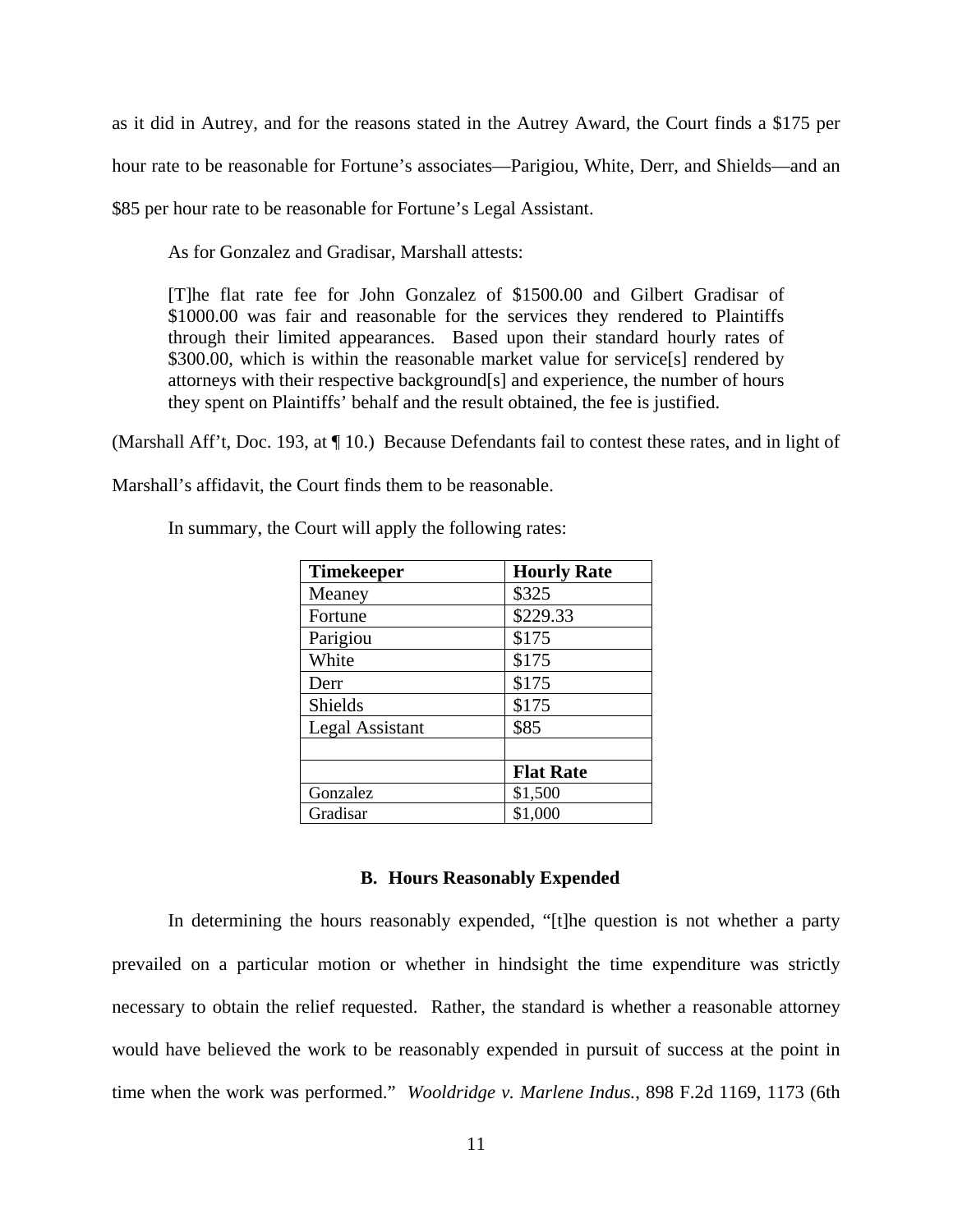as it did in Autrey, and for the reasons stated in the Autrey Award, the Court finds a $175 per hour rate to be reasonable for Fortune's associates—Parigiou, White, Derr, and Shields—and an $85 per hour rate to be reasonable for Fortune's Legal Assistant.

As for Gonzalez and Gradisar, Marshall attests:

> [T]he flat rate fee for John Gonzalez of $1500.00 and Gilbert Gradisar of $1000.00 was fair and reasonable for the services they rendered to Plaintiffs through their limited appearances. Based upon their standard hourly rates of $300.00, which is within the reasonable market value for service[s] rendered by attorneys with their respective background[s] and experience, the number of hours they spent on Plaintiffs' behalf and the result obtained, the fee is justified.

(Marshall Aff't, Doc. 193, at ¶ 10.) Because Defendants fail to contest these rates, and in light of Marshall's affidavit, the Court finds them to be reasonable.

In summary, the Court will apply the following rates:

| **Timekeeper** | **Hourly Rate** |
|---|---|
| Meaney | $325 |
| Fortune | $229.33 |
| Parigiou | $175 |
| White | $175 |
| Derr | $175 |
| Shields | $175 |
| Legal Assistant | $85 |
| | |
| | **Flat Rate** |
| Gonzalez | $1,500 |
| Gradisar | $1,000 |

### B. Hours Reasonably Expended

In determining the hours reasonably expended, "[t]he question is not whether a party prevailed on a particular motion or whether in hindsight the time expenditure was strictly necessary to obtain the relief requested. Rather, the standard is whether a reasonable attorney would have believed the work to be reasonably expended in pursuit of success at the point in time when the work was performed." *Wooldridge v. Marlene Indus.*, 898 F.2d 1169, 1173 (6th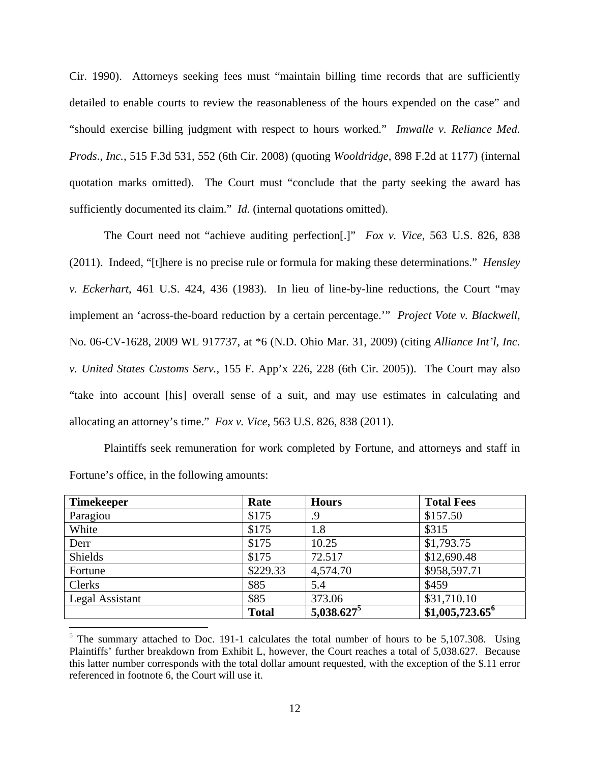Cir. 1990). Attorneys seeking fees must "maintain billing time records that are sufficiently detailed to enable courts to review the reasonableness of the hours expended on the case" and "should exercise billing judgment with respect to hours worked." *Imwalle v. Reliance Med. Prods., Inc.*, 515 F.3d 531, 552 (6th Cir. 2008) (quoting *Wooldridge*, 898 F.2d at 1177) (internal quotation marks omitted). The Court must "conclude that the party seeking the award has sufficiently documented its claim." *Id.* (internal quotations omitted).

The Court need not "achieve auditing perfection[.]" *Fox v. Vice*, 563 U.S. 826, 838 (2011). Indeed, "[t]here is no precise rule or formula for making these determinations." *Hensley v. Eckerhart*, 461 U.S. 424, 436 (1983). In lieu of line-by-line reductions, the Court "may implement an 'across-the-board reduction by a certain percentage.'" *Project Vote v. Blackwell*, No. 06-CV-1628, 2009 WL 917737, at *6 (N.D. Ohio Mar. 31, 2009) (citing *Alliance Int'l, Inc. v. United States Customs Serv.*, 155 F. App'x 226, 228 (6th Cir. 2005)). The Court may also "take into account [his] overall sense of a suit, and may use estimates in calculating and allocating an attorney's time." *Fox v. Vice*, 563 U.S. 826, 838 (2011).

Plaintiffs seek remuneration for work completed by Fortune, and attorneys and staff in Fortune's office, in the following amounts:

| Timekeeper | Rate | Hours | Total Fees |
|---|---|---|---|
| Paragiou | $175 | .9 | $157.50 |
| White | $175 | 1.8 | $315 |
| Derr | $175 | 10.25 | $1,793.75 |
| Shields | $175 | 72.517 | $12,690.48 |
| Fortune | $229.33 | 4,574.70 | $958,597.71 |
| Clerks | $85 | 5.4 | $459 |
| Legal Assistant | $85 | 373.06 | $31,710.10 |
| | **Total** | **5,038.627**[5] | **$1,005,723.65**[6] |

[5] The summary attached to Doc. 191-1 calculates the total number of hours to be 5,107.308. Using Plaintiffs' further breakdown from Exhibit L, however, the Court reaches a total of 5,038.627. Because this latter number corresponds with the total dollar amount requested, with the exception of the $.11 error referenced in footnote 6, the Court will use it.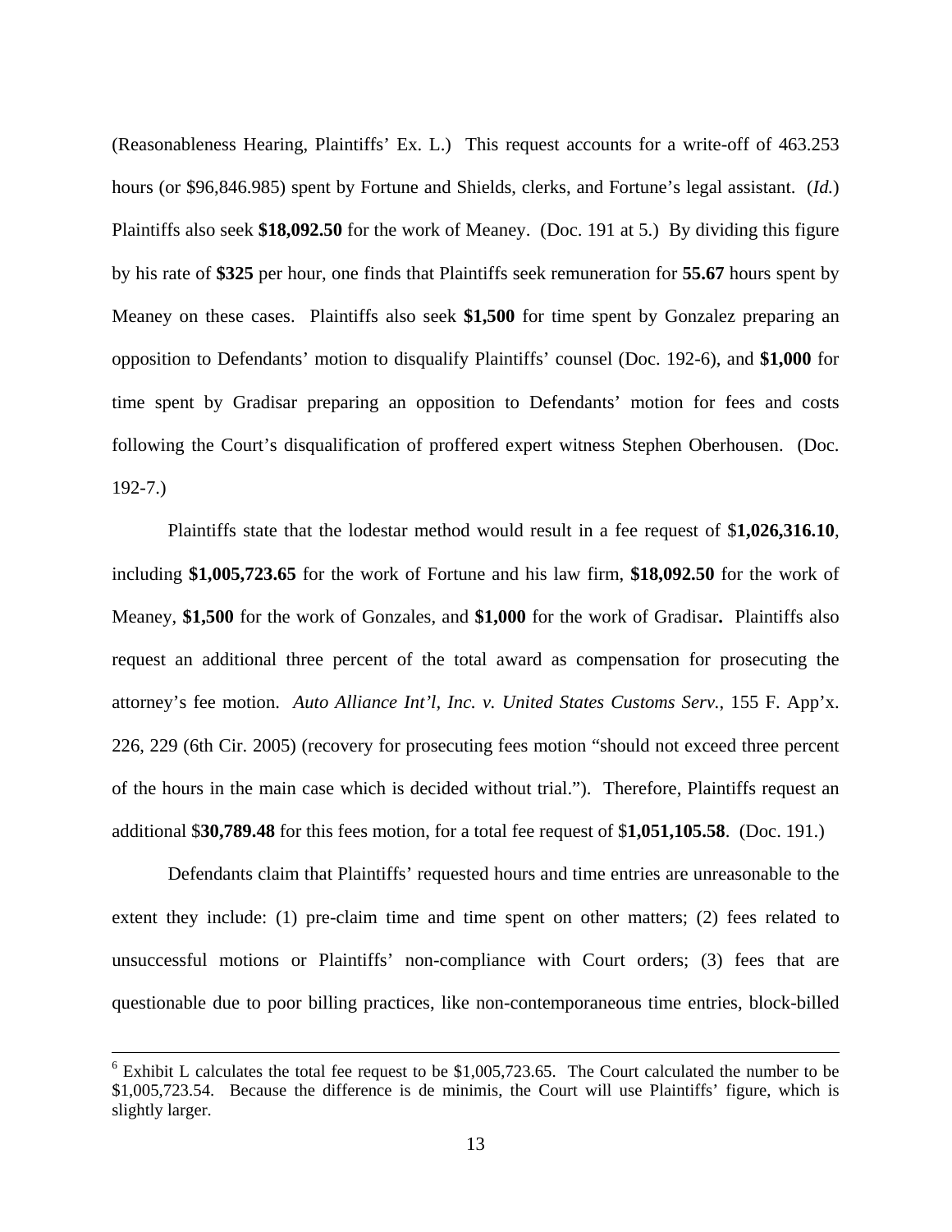(Reasonableness Hearing, Plaintiffs' Ex. L.) This request accounts for a write-off of 463.253 hours (or $96,846.985) spent by Fortune and Shields, clerks, and Fortune's legal assistant. (*Id.*) Plaintiffs also seek **$18,092.50** for the work of Meaney. (Doc. 191 at 5.) By dividing this figure by his rate of **$325** per hour, one finds that Plaintiffs seek remuneration for **55.67** hours spent by Meaney on these cases. Plaintiffs also seek **$1,500** for time spent by Gonzalez preparing an opposition to Defendants' motion to disqualify Plaintiffs' counsel (Doc. 192-6), and **$1,000** for time spent by Gradisar preparing an opposition to Defendants' motion for fees and costs following the Court's disqualification of proffered expert witness Stephen Oberhousen. (Doc. 192-7.)

Plaintiffs state that the lodestar method would result in a fee request of $**1,026,316.10**, including **$1,005,723.65** for the work of Fortune and his law firm, **$18,092.50** for the work of Meaney, **$1,500** for the work of Gonzales, and **$1,000** for the work of Gradisar**.** Plaintiffs also request an additional three percent of the total award as compensation for prosecuting the attorney's fee motion. *Auto Alliance Int'l, Inc. v. United States Customs Serv.*, 155 F. App'x. 226, 229 (6th Cir. 2005) (recovery for prosecuting fees motion "should not exceed three percent of the hours in the main case which is decided without trial."). Therefore, Plaintiffs request an additional $**30,789.48** for this fees motion, for a total fee request of $**1,051,105.58**. (Doc. 191.)

Defendants claim that Plaintiffs' requested hours and time entries are unreasonable to the extent they include: (1) pre-claim time and time spent on other matters; (2) fees related to unsuccessful motions or Plaintiffs' non-compliance with Court orders; (3) fees that are questionable due to poor billing practices, like non-contemporaneous time entries, block-billed

---

[6] Exhibit L calculates the total fee request to be $1,005,723.65. The Court calculated the number to be $1,005,723.54. Because the difference is de minimis, the Court will use Plaintiffs' figure, which is slightly larger.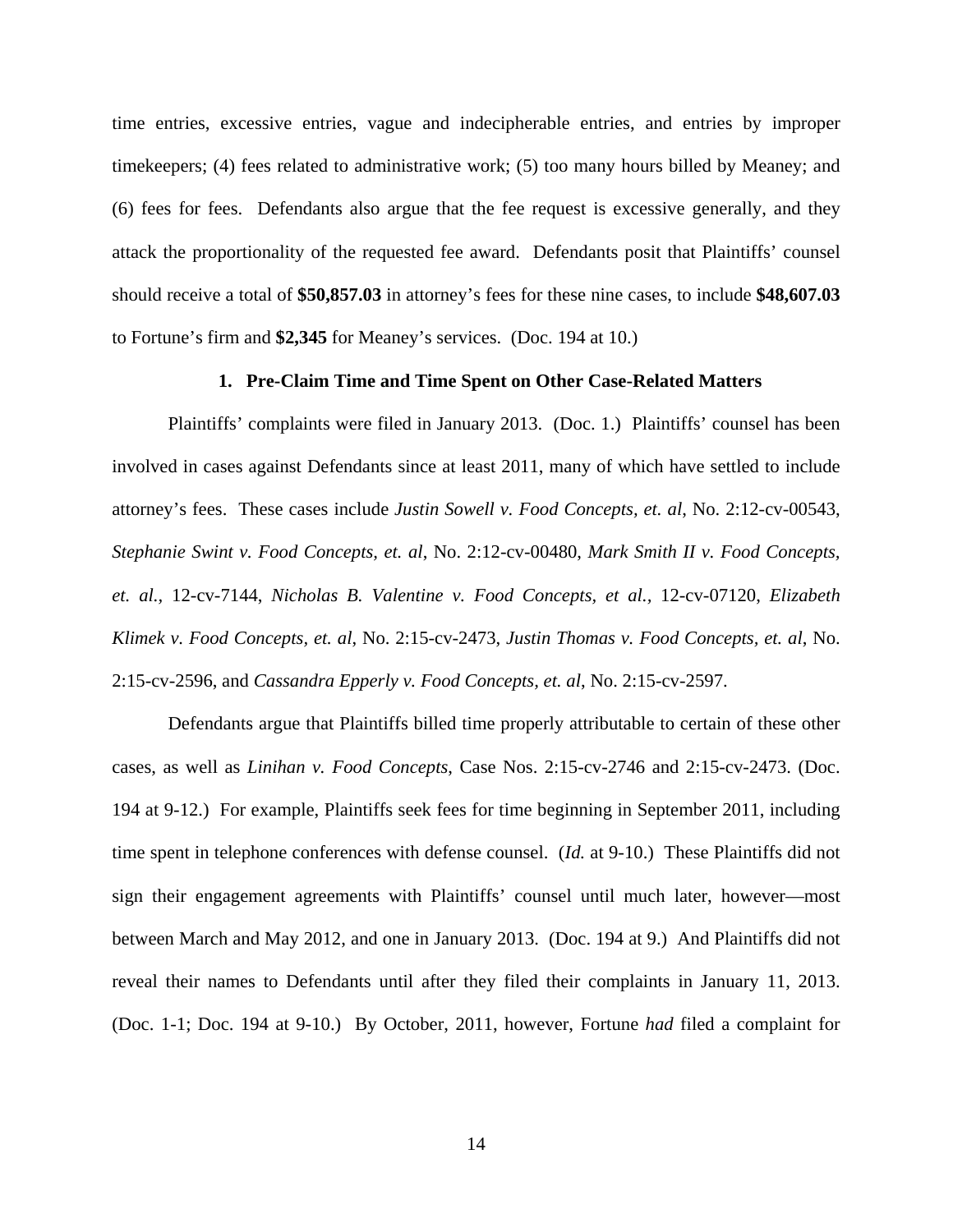time entries, excessive entries, vague and indecipherable entries, and entries by improper timekeepers; (4) fees related to administrative work; (5) too many hours billed by Meaney; and (6) fees for fees. Defendants also argue that the fee request is excessive generally, and they attack the proportionality of the requested fee award. Defendants posit that Plaintiffs' counsel should receive a total of **$50,857.03** in attorney's fees for these nine cases, to include **$48,607.03** to Fortune's firm and **$2,345** for Meaney's services. (Doc. 194 at 10.)

### 1. Pre-Claim Time and Time Spent on Other Case-Related Matters

Plaintiffs' complaints were filed in January 2013. (Doc. 1.) Plaintiffs' counsel has been involved in cases against Defendants since at least 2011, many of which have settled to include attorney's fees. These cases include *Justin Sowell v. Food Concepts, et. al*, No. 2:12-cv-00543, *Stephanie Swint v. Food Concepts, et. al*, No. 2:12-cv-00480, *Mark Smith II v. Food Concepts, et. al.*, 12-cv-7144, *Nicholas B. Valentine v. Food Concepts, et al.*, 12-cv-07120, *Elizabeth Klimek v. Food Concepts, et. al*, No. 2:15-cv-2473, *Justin Thomas v. Food Concepts, et. al*, No. 2:15-cv-2596, and *Cassandra Epperly v. Food Concepts, et. al*, No. 2:15-cv-2597.

Defendants argue that Plaintiffs billed time properly attributable to certain of these other cases, as well as *Linihan v. Food Concepts*, Case Nos. 2:15-cv-2746 and 2:15-cv-2473. (Doc. 194 at 9-12.) For example, Plaintiffs seek fees for time beginning in September 2011, including time spent in telephone conferences with defense counsel. (*Id.* at 9-10.) These Plaintiffs did not sign their engagement agreements with Plaintiffs' counsel until much later, however—most between March and May 2012, and one in January 2013. (Doc. 194 at 9.) And Plaintiffs did not reveal their names to Defendants until after they filed their complaints in January 11, 2013. (Doc. 1-1; Doc. 194 at 9-10.) By October, 2011, however, Fortune *had* filed a complaint for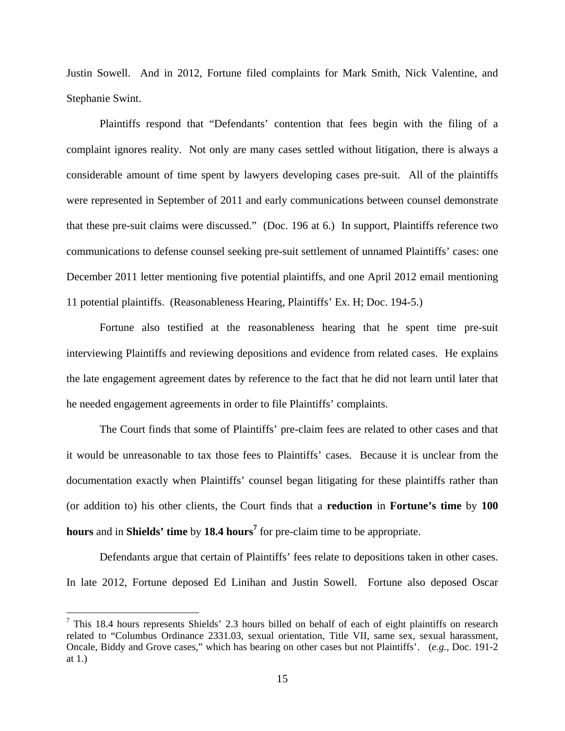Justin Sowell. And in 2012, Fortune filed complaints for Mark Smith, Nick Valentine, and Stephanie Swint.

Plaintiffs respond that "Defendants' contention that fees begin with the filing of a complaint ignores reality. Not only are many cases settled without litigation, there is always a considerable amount of time spent by lawyers developing cases pre-suit. All of the plaintiffs were represented in September of 2011 and early communications between counsel demonstrate that these pre-suit claims were discussed." (Doc. 196 at 6.) In support, Plaintiffs reference two communications to defense counsel seeking pre-suit settlement of unnamed Plaintiffs' cases: one December 2011 letter mentioning five potential plaintiffs, and one April 2012 email mentioning 11 potential plaintiffs. (Reasonableness Hearing, Plaintiffs' Ex. H; Doc. 194-5.)

Fortune also testified at the reasonableness hearing that he spent time pre-suit interviewing Plaintiffs and reviewing depositions and evidence from related cases. He explains the late engagement agreement dates by reference to the fact that he did not learn until later that he needed engagement agreements in order to file Plaintiffs' complaints.

The Court finds that some of Plaintiffs' pre-claim fees are related to other cases and that it would be unreasonable to tax those fees to Plaintiffs' cases. Because it is unclear from the documentation exactly when Plaintiffs' counsel began litigating for these plaintiffs rather than (or addition to) his other clients, the Court finds that a **reduction** in **Fortune's time** by **100 hours** and in **Shields' time** by **18.4 hours**[7] for pre-claim time to be appropriate.

Defendants argue that certain of Plaintiffs' fees relate to depositions taken in other cases. In late 2012, Fortune deposed Ed Linihan and Justin Sowell. Fortune also deposed Oscar

---

[7] This 18.4 hours represents Shields' 2.3 hours billed on behalf of each of eight plaintiffs on research related to "Columbus Ordinance 2331.03, sexual orientation, Title VII, same sex, sexual harassment, Oncale, Biddy and Grove cases," which has bearing on other cases but not Plaintiffs'. (*e.g.*, Doc. 191-2 at 1.)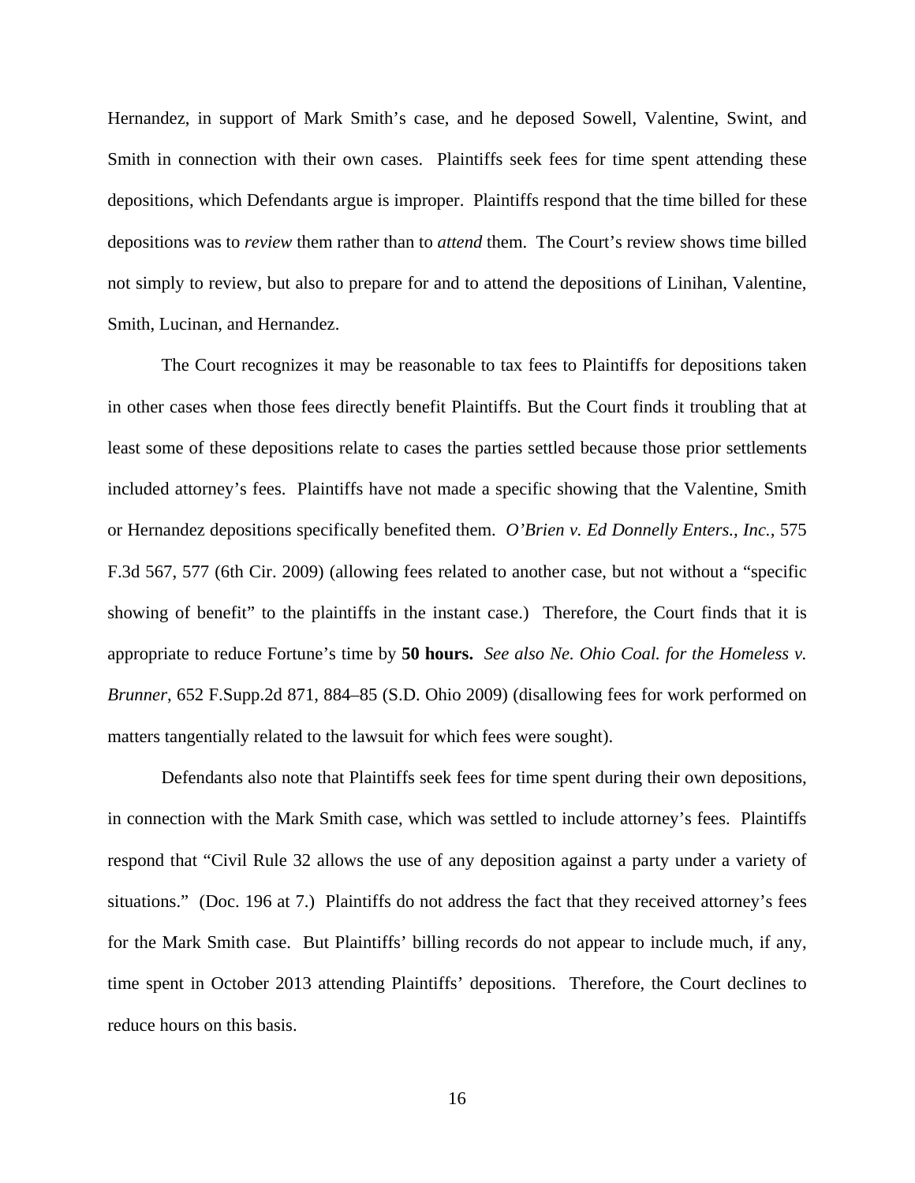Hernandez, in support of Mark Smith's case, and he deposed Sowell, Valentine, Swint, and Smith in connection with their own cases. Plaintiffs seek fees for time spent attending these depositions, which Defendants argue is improper. Plaintiffs respond that the time billed for these depositions was to *review* them rather than to *attend* them. The Court's review shows time billed not simply to review, but also to prepare for and to attend the depositions of Linihan, Valentine, Smith, Lucinan, and Hernandez.

The Court recognizes it may be reasonable to tax fees to Plaintiffs for depositions taken in other cases when those fees directly benefit Plaintiffs. But the Court finds it troubling that at least some of these depositions relate to cases the parties settled because those prior settlements included attorney's fees. Plaintiffs have not made a specific showing that the Valentine, Smith or Hernandez depositions specifically benefited them. *O'Brien v. Ed Donnelly Enters., Inc.*, 575 F.3d 567, 577 (6th Cir. 2009) (allowing fees related to another case, but not without a "specific showing of benefit" to the plaintiffs in the instant case.) Therefore, the Court finds that it is appropriate to reduce Fortune's time by **50 hours.** *See also Ne. Ohio Coal. for the Homeless v. Brunner*, 652 F.Supp.2d 871, 884–85 (S.D. Ohio 2009) (disallowing fees for work performed on matters tangentially related to the lawsuit for which fees were sought).

Defendants also note that Plaintiffs seek fees for time spent during their own depositions, in connection with the Mark Smith case, which was settled to include attorney's fees. Plaintiffs respond that "Civil Rule 32 allows the use of any deposition against a party under a variety of situations." (Doc. 196 at 7.) Plaintiffs do not address the fact that they received attorney's fees for the Mark Smith case. But Plaintiffs' billing records do not appear to include much, if any, time spent in October 2013 attending Plaintiffs' depositions. Therefore, the Court declines to reduce hours on this basis.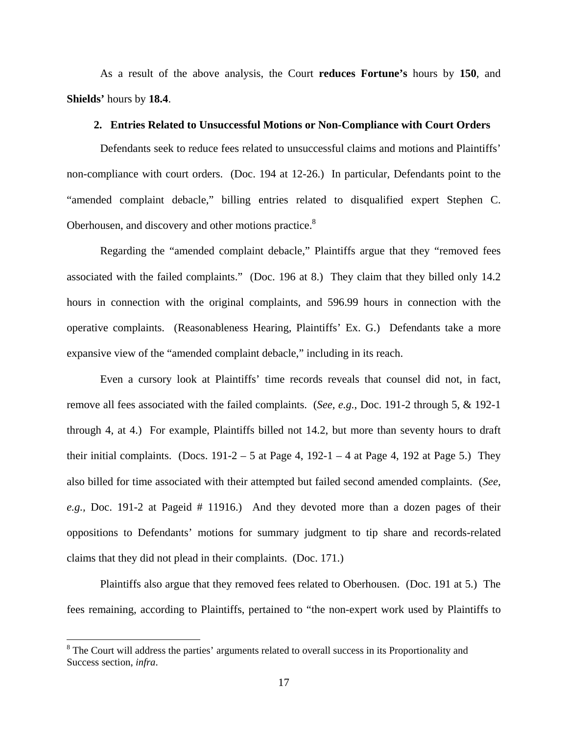As a result of the above analysis, the Court **reduces Fortune's** hours by **150**, and **Shields'** hours by **18.4**.

### 2. Entries Related to Unsuccessful Motions or Non-Compliance with Court Orders

Defendants seek to reduce fees related to unsuccessful claims and motions and Plaintiffs' non-compliance with court orders. (Doc. 194 at 12-26.) In particular, Defendants point to the "amended complaint debacle," billing entries related to disqualified expert Stephen C. Oberhousen, and discovery and other motions practice.[8]

Regarding the "amended complaint debacle," Plaintiffs argue that they "removed fees associated with the failed complaints." (Doc. 196 at 8.) They claim that they billed only 14.2 hours in connection with the original complaints, and 596.99 hours in connection with the operative complaints. (Reasonableness Hearing, Plaintiffs' Ex. G.) Defendants take a more expansive view of the "amended complaint debacle," including in its reach.

Even a cursory look at Plaintiffs' time records reveals that counsel did not, in fact, remove all fees associated with the failed complaints. (*See, e.g.,* Doc. 191-2 through 5, & 192-1 through 4, at 4.) For example, Plaintiffs billed not 14.2, but more than seventy hours to draft their initial complaints. (Docs. 191-2 – 5 at Page 4, 192-1 – 4 at Page 4, 192 at Page 5.) They also billed for time associated with their attempted but failed second amended complaints. (*See, e.g.,* Doc. 191-2 at Pageid # 11916.) And they devoted more than a dozen pages of their oppositions to Defendants' motions for summary judgment to tip share and records-related claims that they did not plead in their complaints. (Doc. 171.)

Plaintiffs also argue that they removed fees related to Oberhousen. (Doc. 191 at 5.) The fees remaining, according to Plaintiffs, pertained to "the non-expert work used by Plaintiffs to

[8] The Court will address the parties' arguments related to overall success in its Proportionality and Success section, *infra*.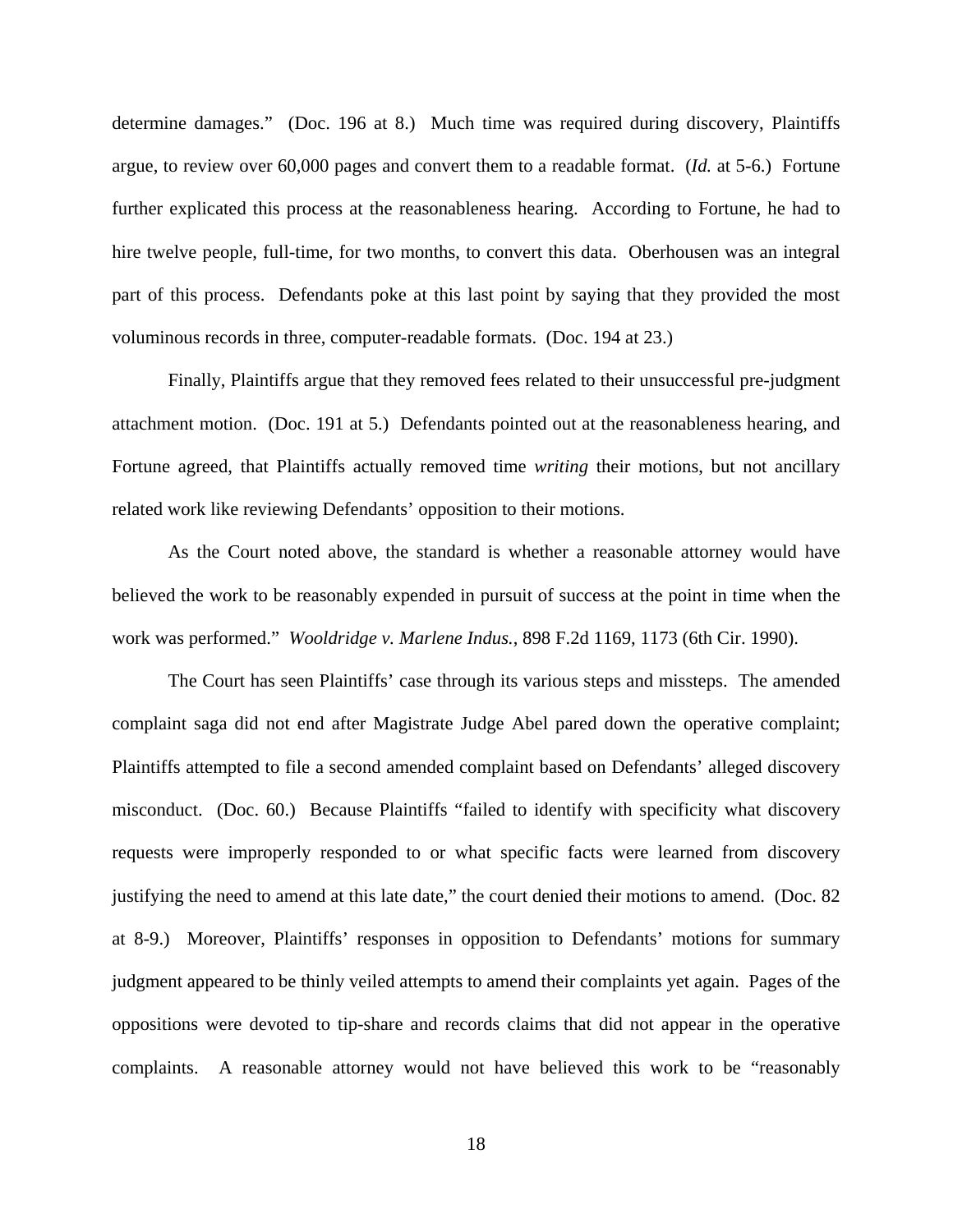determine damages." (Doc. 196 at 8.) Much time was required during discovery, Plaintiffs argue, to review over 60,000 pages and convert them to a readable format. (*Id.* at 5-6.) Fortune further explicated this process at the reasonableness hearing. According to Fortune, he had to hire twelve people, full-time, for two months, to convert this data. Oberhousen was an integral part of this process. Defendants poke at this last point by saying that they provided the most voluminous records in three, computer-readable formats. (Doc. 194 at 23.)

Finally, Plaintiffs argue that they removed fees related to their unsuccessful pre-judgment attachment motion. (Doc. 191 at 5.) Defendants pointed out at the reasonableness hearing, and Fortune agreed, that Plaintiffs actually removed time *writing* their motions, but not ancillary related work like reviewing Defendants' opposition to their motions.

As the Court noted above, the standard is whether a reasonable attorney would have believed the work to be reasonably expended in pursuit of success at the point in time when the work was performed." *Wooldridge v. Marlene Indus.*, 898 F.2d 1169, 1173 (6th Cir. 1990).

The Court has seen Plaintiffs' case through its various steps and missteps. The amended complaint saga did not end after Magistrate Judge Abel pared down the operative complaint; Plaintiffs attempted to file a second amended complaint based on Defendants' alleged discovery misconduct. (Doc. 60.) Because Plaintiffs "failed to identify with specificity what discovery requests were improperly responded to or what specific facts were learned from discovery justifying the need to amend at this late date," the court denied their motions to amend. (Doc. 82 at 8-9.) Moreover, Plaintiffs' responses in opposition to Defendants' motions for summary judgment appeared to be thinly veiled attempts to amend their complaints yet again. Pages of the oppositions were devoted to tip-share and records claims that did not appear in the operative complaints. A reasonable attorney would not have believed this work to be "reasonably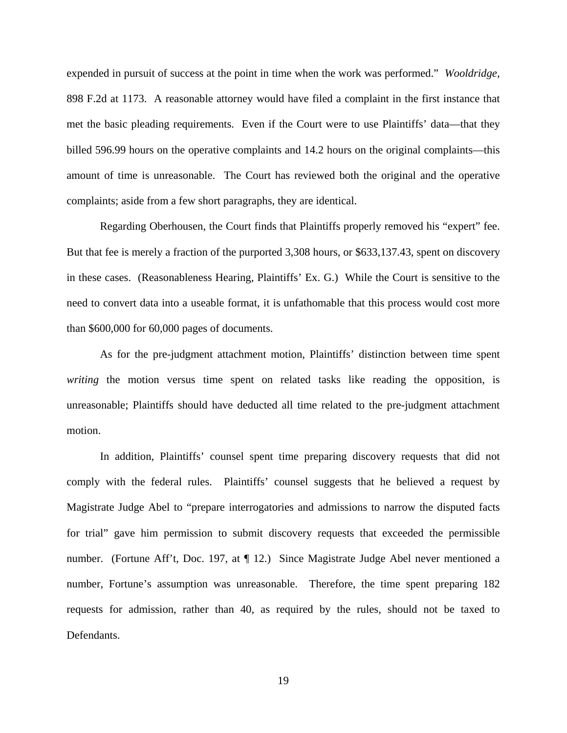expended in pursuit of success at the point in time when the work was performed." *Wooldridge*, 898 F.2d at 1173. A reasonable attorney would have filed a complaint in the first instance that met the basic pleading requirements. Even if the Court were to use Plaintiffs' data—that they billed 596.99 hours on the operative complaints and 14.2 hours on the original complaints—this amount of time is unreasonable. The Court has reviewed both the original and the operative complaints; aside from a few short paragraphs, they are identical.

Regarding Oberhousen, the Court finds that Plaintiffs properly removed his "expert" fee. But that fee is merely a fraction of the purported 3,308 hours, or $633,137.43, spent on discovery in these cases. (Reasonableness Hearing, Plaintiffs' Ex. G.) While the Court is sensitive to the need to convert data into a useable format, it is unfathomable that this process would cost more than $600,000 for 60,000 pages of documents.

As for the pre-judgment attachment motion, Plaintiffs' distinction between time spent *writing* the motion versus time spent on related tasks like reading the opposition, is unreasonable; Plaintiffs should have deducted all time related to the pre-judgment attachment motion.

In addition, Plaintiffs' counsel spent time preparing discovery requests that did not comply with the federal rules. Plaintiffs' counsel suggests that he believed a request by Magistrate Judge Abel to "prepare interrogatories and admissions to narrow the disputed facts for trial" gave him permission to submit discovery requests that exceeded the permissible number. (Fortune Aff't, Doc. 197, at ¶ 12.) Since Magistrate Judge Abel never mentioned a number, Fortune's assumption was unreasonable. Therefore, the time spent preparing 182 requests for admission, rather than 40, as required by the rules, should not be taxed to Defendants.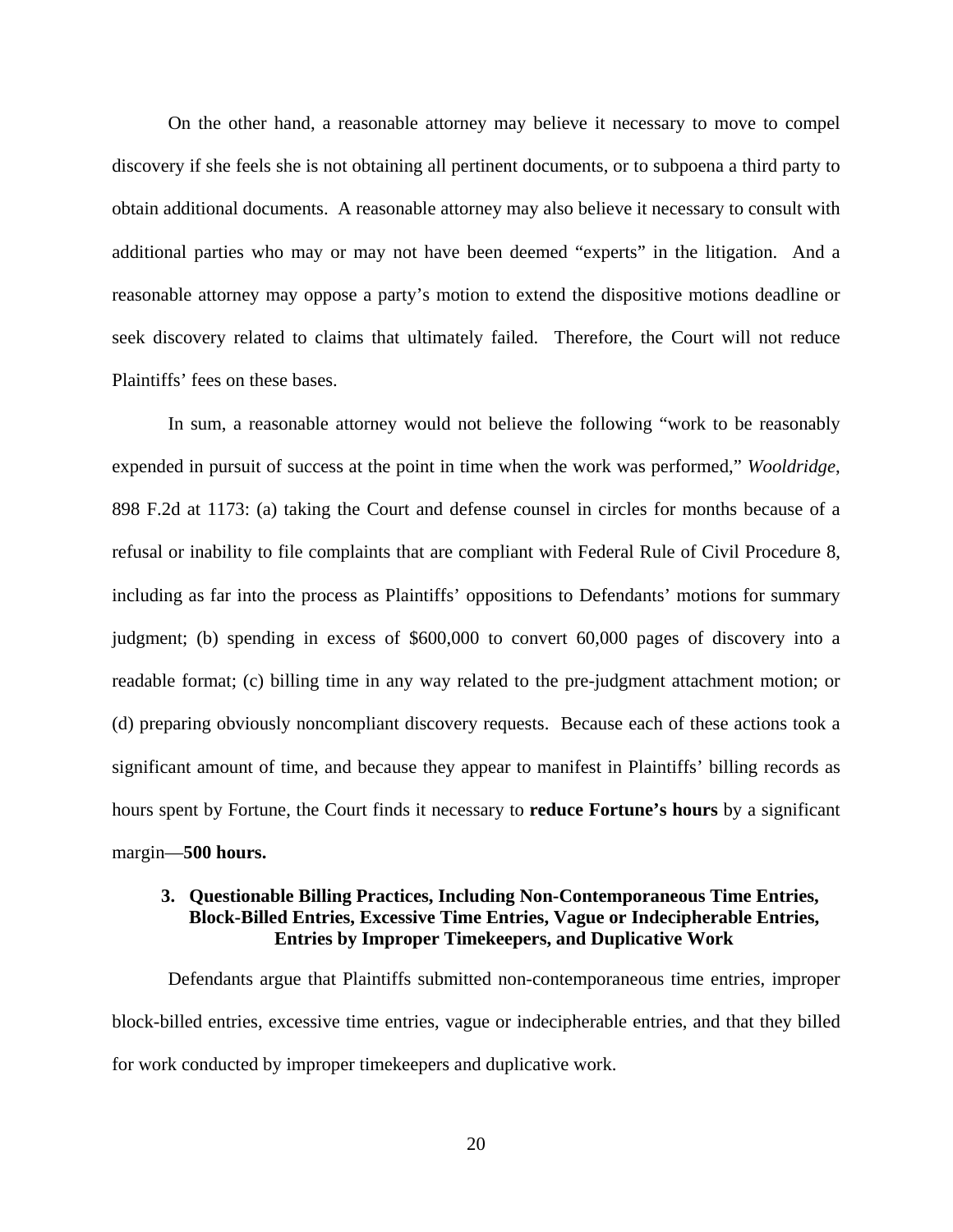On the other hand, a reasonable attorney may believe it necessary to move to compel discovery if she feels she is not obtaining all pertinent documents, or to subpoena a third party to obtain additional documents. A reasonable attorney may also believe it necessary to consult with additional parties who may or may not have been deemed "experts" in the litigation. And a reasonable attorney may oppose a party's motion to extend the dispositive motions deadline or seek discovery related to claims that ultimately failed. Therefore, the Court will not reduce Plaintiffs' fees on these bases.

In sum, a reasonable attorney would not believe the following "work to be reasonably expended in pursuit of success at the point in time when the work was performed," *Wooldridge*, 898 F.2d at 1173: (a) taking the Court and defense counsel in circles for months because of a refusal or inability to file complaints that are compliant with Federal Rule of Civil Procedure 8, including as far into the process as Plaintiffs' oppositions to Defendants' motions for summary judgment; (b) spending in excess of $600,000 to convert 60,000 pages of discovery into a readable format; (c) billing time in any way related to the pre-judgment attachment motion; or (d) preparing obviously noncompliant discovery requests. Because each of these actions took a significant amount of time, and because they appear to manifest in Plaintiffs' billing records as hours spent by Fortune, the Court finds it necessary to **reduce Fortune's hours** by a significant margin—**500 hours.**

### 3. Questionable Billing Practices, Including Non-Contemporaneous Time Entries, Block-Billed Entries, Excessive Time Entries, Vague or Indecipherable Entries, Entries by Improper Timekeepers, and Duplicative Work

Defendants argue that Plaintiffs submitted non-contemporaneous time entries, improper block-billed entries, excessive time entries, vague or indecipherable entries, and that they billed for work conducted by improper timekeepers and duplicative work.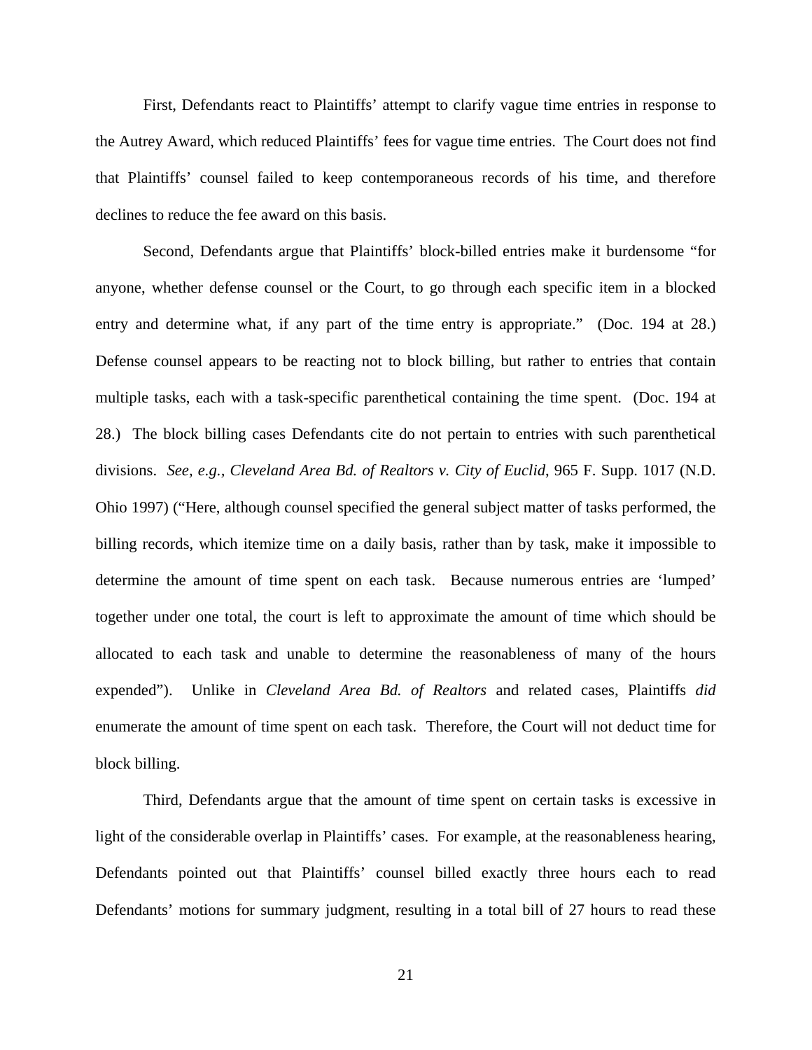First, Defendants react to Plaintiffs' attempt to clarify vague time entries in response to the Autrey Award, which reduced Plaintiffs' fees for vague time entries. The Court does not find that Plaintiffs' counsel failed to keep contemporaneous records of his time, and therefore declines to reduce the fee award on this basis.

Second, Defendants argue that Plaintiffs' block-billed entries make it burdensome "for anyone, whether defense counsel or the Court, to go through each specific item in a blocked entry and determine what, if any part of the time entry is appropriate." (Doc. 194 at 28.) Defense counsel appears to be reacting not to block billing, but rather to entries that contain multiple tasks, each with a task-specific parenthetical containing the time spent. (Doc. 194 at 28.) The block billing cases Defendants cite do not pertain to entries with such parenthetical divisions. *See, e.g.*, *Cleveland Area Bd. of Realtors v. City of Euclid*, 965 F. Supp. 1017 (N.D. Ohio 1997) ("Here, although counsel specified the general subject matter of tasks performed, the billing records, which itemize time on a daily basis, rather than by task, make it impossible to determine the amount of time spent on each task. Because numerous entries are 'lumped' together under one total, the court is left to approximate the amount of time which should be allocated to each task and unable to determine the reasonableness of many of the hours expended"). Unlike in *Cleveland Area Bd. of Realtors* and related cases, Plaintiffs *did* enumerate the amount of time spent on each task. Therefore, the Court will not deduct time for block billing.

Third, Defendants argue that the amount of time spent on certain tasks is excessive in light of the considerable overlap in Plaintiffs' cases. For example, at the reasonableness hearing, Defendants pointed out that Plaintiffs' counsel billed exactly three hours each to read Defendants' motions for summary judgment, resulting in a total bill of 27 hours to read these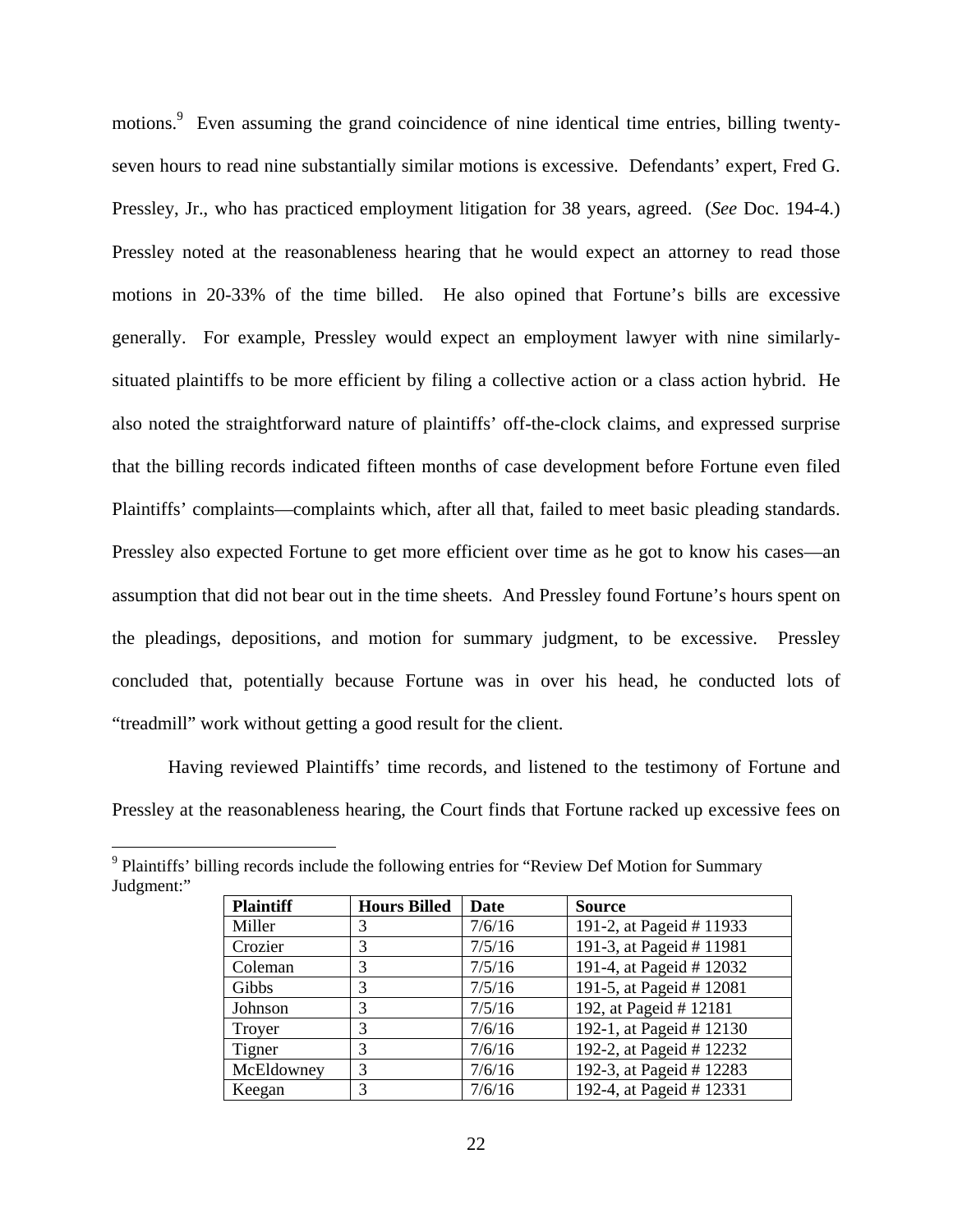motions.[9] Even assuming the grand coincidence of nine identical time entries, billing twenty-seven hours to read nine substantially similar motions is excessive. Defendants' expert, Fred G. Pressley, Jr., who has practiced employment litigation for 38 years, agreed. (*See* Doc. 194-4.) Pressley noted at the reasonableness hearing that he would expect an attorney to read those motions in 20-33% of the time billed. He also opined that Fortune's bills are excessive generally. For example, Pressley would expect an employment lawyer with nine similarly-situated plaintiffs to be more efficient by filing a collective action or a class action hybrid. He also noted the straightforward nature of plaintiffs' off-the-clock claims, and expressed surprise that the billing records indicated fifteen months of case development before Fortune even filed Plaintiffs' complaints—complaints which, after all that, failed to meet basic pleading standards. Pressley also expected Fortune to get more efficient over time as he got to know his cases—an assumption that did not bear out in the time sheets. And Pressley found Fortune's hours spent on the pleadings, depositions, and motion for summary judgment, to be excessive. Pressley concluded that, potentially because Fortune was in over his head, he conducted lots of "treadmill" work without getting a good result for the client.

Having reviewed Plaintiffs' time records, and listened to the testimony of Fortune and Pressley at the reasonableness hearing, the Court finds that Fortune racked up excessive fees on

[9] Plaintiffs' billing records include the following entries for "Review Def Motion for Summary Judgment:"

| Plaintiff | Hours Billed | Date | Source |
|---|---|---|---|
| Miller | 3 | 7/6/16 | 191-2, at Pageid # 11933 |
| Crozier | 3 | 7/5/16 | 191-3, at Pageid # 11981 |
| Coleman | 3 | 7/5/16 | 191-4, at Pageid # 12032 |
| Gibbs | 3 | 7/5/16 | 191-5, at Pageid # 12081 |
| Johnson | 3 | 7/5/16 | 192, at Pageid # 12181 |
| Troyer | 3 | 7/6/16 | 192-1, at Pageid # 12130 |
| Tigner | 3 | 7/6/16 | 192-2, at Pageid # 12232 |
| McEldowney | 3 | 7/6/16 | 192-3, at Pageid # 12283 |
| Keegan | 3 | 7/6/16 | 192-4, at Pageid # 12331 |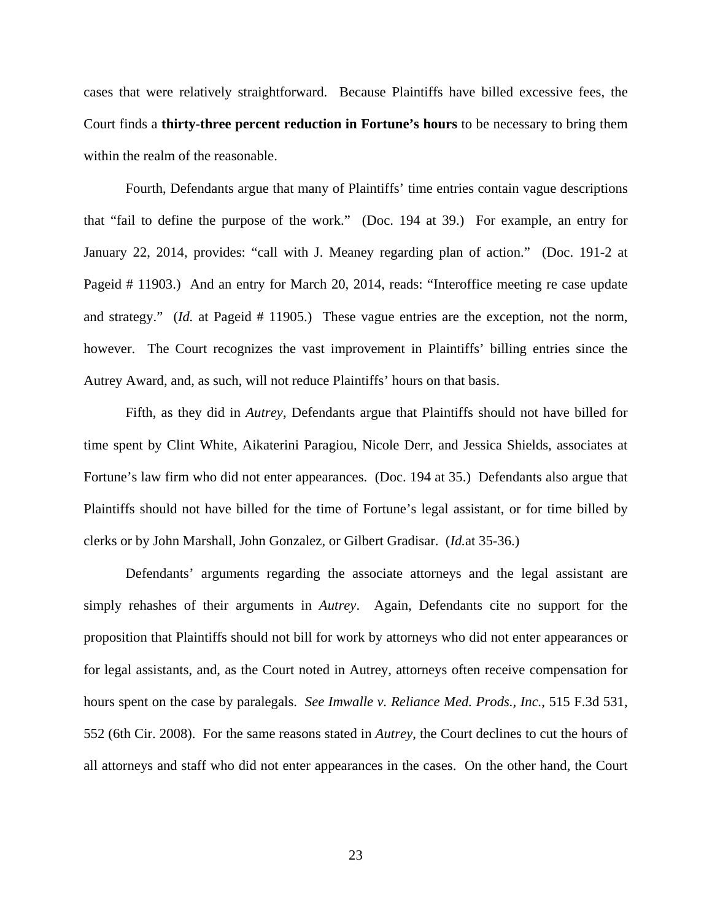cases that were relatively straightforward. Because Plaintiffs have billed excessive fees, the Court finds a **thirty-three percent reduction in Fortune's hours** to be necessary to bring them within the realm of the reasonable.

Fourth, Defendants argue that many of Plaintiffs' time entries contain vague descriptions that "fail to define the purpose of the work." (Doc. 194 at 39.) For example, an entry for January 22, 2014, provides: "call with J. Meaney regarding plan of action." (Doc. 191-2 at Pageid # 11903.) And an entry for March 20, 2014, reads: "Interoffice meeting re case update and strategy." (*Id.* at Pageid # 11905.) These vague entries are the exception, not the norm, however. The Court recognizes the vast improvement in Plaintiffs' billing entries since the Autrey Award, and, as such, will not reduce Plaintiffs' hours on that basis.

Fifth, as they did in *Autrey*, Defendants argue that Plaintiffs should not have billed for time spent by Clint White, Aikaterini Paragiou, Nicole Derr, and Jessica Shields, associates at Fortune's law firm who did not enter appearances. (Doc. 194 at 35.) Defendants also argue that Plaintiffs should not have billed for the time of Fortune's legal assistant, or for time billed by clerks or by John Marshall, John Gonzalez, or Gilbert Gradisar. (*Id.*at 35-36.)

Defendants' arguments regarding the associate attorneys and the legal assistant are simply rehashes of their arguments in *Autrey*. Again, Defendants cite no support for the proposition that Plaintiffs should not bill for work by attorneys who did not enter appearances or for legal assistants, and, as the Court noted in Autrey, attorneys often receive compensation for hours spent on the case by paralegals. *See Imwalle v. Reliance Med. Prods., Inc.*, 515 F.3d 531, 552 (6th Cir. 2008). For the same reasons stated in *Autrey*, the Court declines to cut the hours of all attorneys and staff who did not enter appearances in the cases. On the other hand, the Court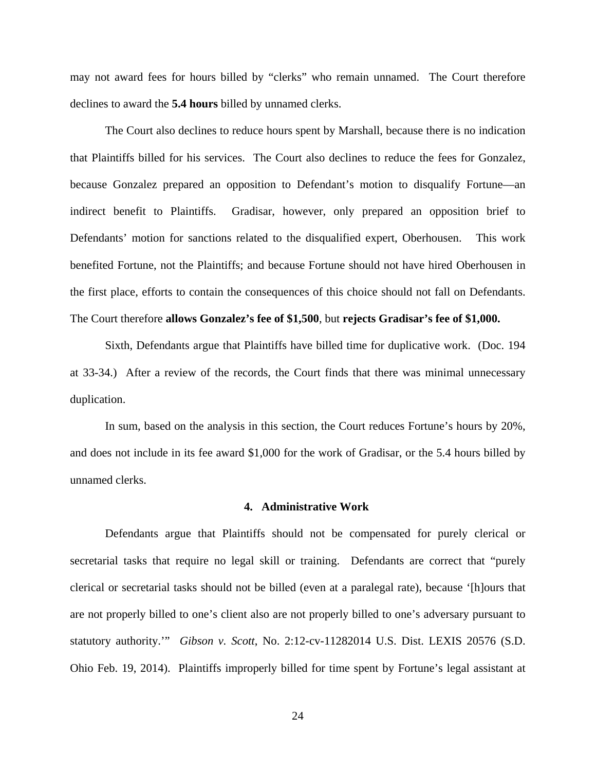may not award fees for hours billed by "clerks" who remain unnamed. The Court therefore declines to award the **5.4 hours** billed by unnamed clerks.

The Court also declines to reduce hours spent by Marshall, because there is no indication that Plaintiffs billed for his services. The Court also declines to reduce the fees for Gonzalez, because Gonzalez prepared an opposition to Defendant's motion to disqualify Fortune—an indirect benefit to Plaintiffs. Gradisar, however, only prepared an opposition brief to Defendants' motion for sanctions related to the disqualified expert, Oberhousen. This work benefited Fortune, not the Plaintiffs; and because Fortune should not have hired Oberhousen in the first place, efforts to contain the consequences of this choice should not fall on Defendants. The Court therefore **allows Gonzalez's fee of $1,500**, but **rejects Gradisar's fee of $1,000.**

Sixth, Defendants argue that Plaintiffs have billed time for duplicative work. (Doc. 194 at 33-34.) After a review of the records, the Court finds that there was minimal unnecessary duplication.

In sum, based on the analysis in this section, the Court reduces Fortune's hours by 20%, and does not include in its fee award $1,000 for the work of Gradisar, or the 5.4 hours billed by unnamed clerks.

### 4. Administrative Work

Defendants argue that Plaintiffs should not be compensated for purely clerical or secretarial tasks that require no legal skill or training. Defendants are correct that "purely clerical or secretarial tasks should not be billed (even at a paralegal rate), because '[h]ours that are not properly billed to one's client also are not properly billed to one's adversary pursuant to statutory authority.'" *Gibson v. Scott*, No. 2:12-cv-11282014 U.S. Dist. LEXIS 20576 (S.D. Ohio Feb. 19, 2014). Plaintiffs improperly billed for time spent by Fortune's legal assistant at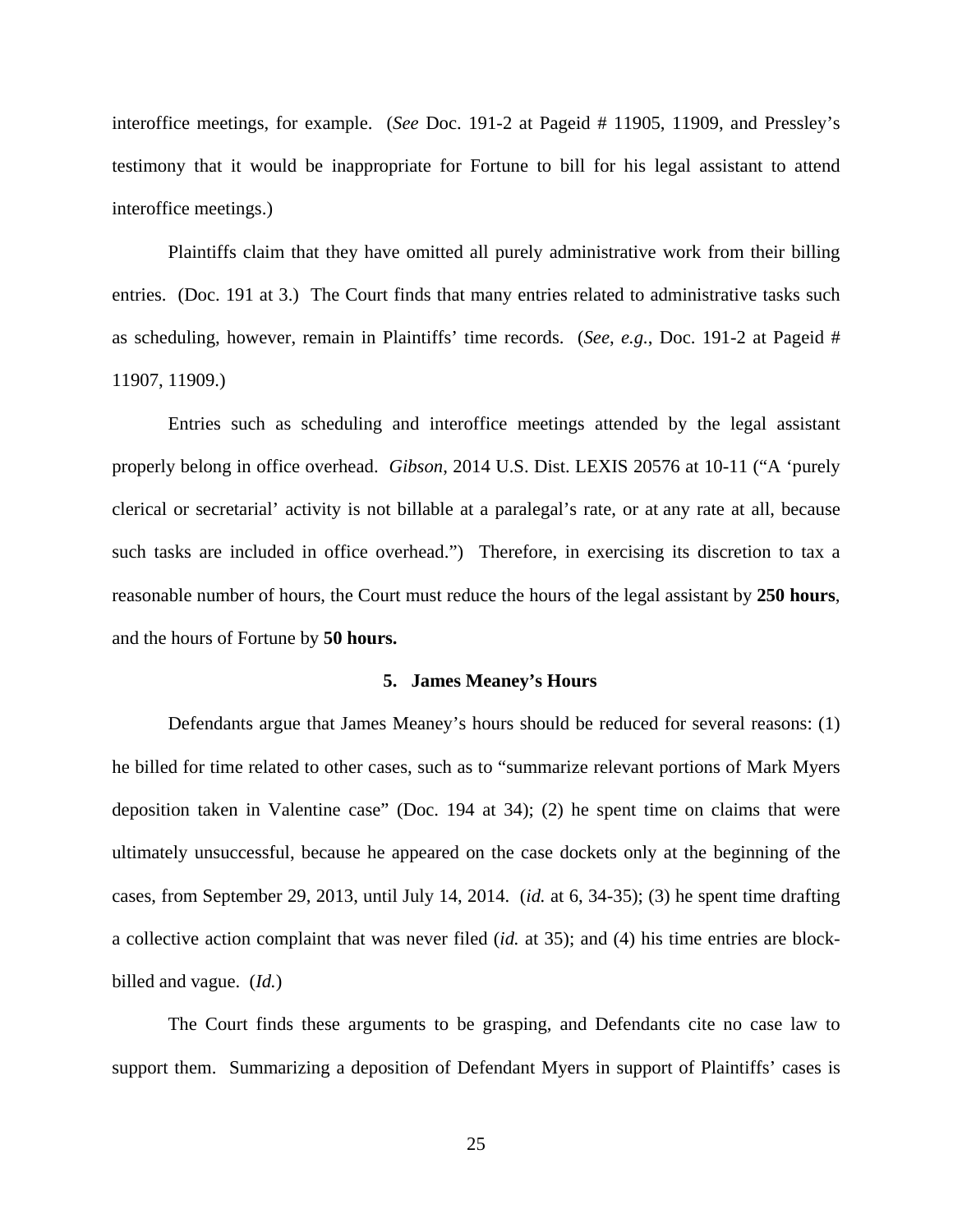interoffice meetings, for example. (*See* Doc. 191-2 at Pageid # 11905, 11909, and Pressley's testimony that it would be inappropriate for Fortune to bill for his legal assistant to attend interoffice meetings.)

Plaintiffs claim that they have omitted all purely administrative work from their billing entries. (Doc. 191 at 3.) The Court finds that many entries related to administrative tasks such as scheduling, however, remain in Plaintiffs' time records. (*See*, *e.g.*, Doc. 191-2 at Pageid # 11907, 11909.)

Entries such as scheduling and interoffice meetings attended by the legal assistant properly belong in office overhead. *Gibson*, 2014 U.S. Dist. LEXIS 20576 at 10-11 ("A 'purely clerical or secretarial' activity is not billable at a paralegal's rate, or at any rate at all, because such tasks are included in office overhead.") Therefore, in exercising its discretion to tax a reasonable number of hours, the Court must reduce the hours of the legal assistant by **250 hours**, and the hours of Fortune by **50 hours.**

### 5. James Meaney's Hours

Defendants argue that James Meaney's hours should be reduced for several reasons: (1) he billed for time related to other cases, such as to "summarize relevant portions of Mark Myers deposition taken in Valentine case" (Doc. 194 at 34); (2) he spent time on claims that were ultimately unsuccessful, because he appeared on the case dockets only at the beginning of the cases, from September 29, 2013, until July 14, 2014. (*id.* at 6, 34-35); (3) he spent time drafting a collective action complaint that was never filed (*id.* at 35); and (4) his time entries are block-billed and vague. (*Id.*)

The Court finds these arguments to be grasping, and Defendants cite no case law to support them. Summarizing a deposition of Defendant Myers in support of Plaintiffs' cases is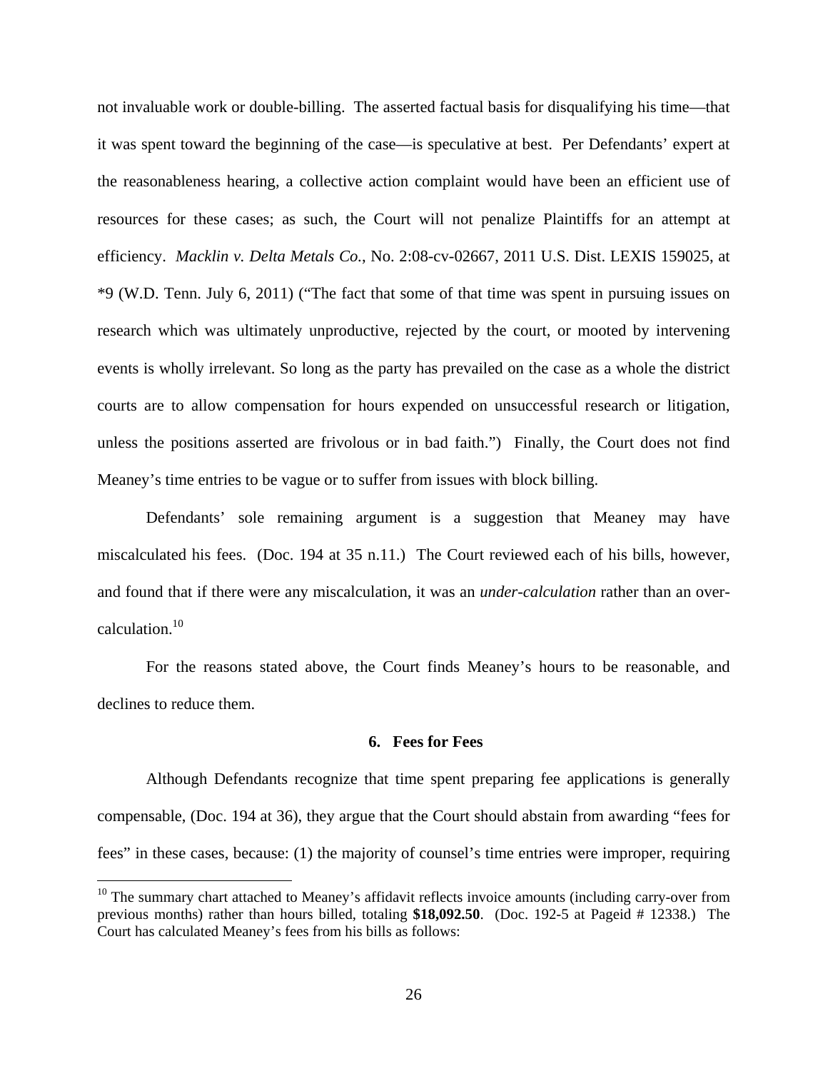not invaluable work or double-billing. The asserted factual basis for disqualifying his time—that it was spent toward the beginning of the case—is speculative at best. Per Defendants' expert at the reasonableness hearing, a collective action complaint would have been an efficient use of resources for these cases; as such, the Court will not penalize Plaintiffs for an attempt at efficiency. *Macklin v. Delta Metals Co.*, No. 2:08-cv-02667, 2011 U.S. Dist. LEXIS 159025, at *9 (W.D. Tenn. July 6, 2011) ("The fact that some of that time was spent in pursuing issues on research which was ultimately unproductive, rejected by the court, or mooted by intervening events is wholly irrelevant. So long as the party has prevailed on the case as a whole the district courts are to allow compensation for hours expended on unsuccessful research or litigation, unless the positions asserted are frivolous or in bad faith.") Finally, the Court does not find Meaney's time entries to be vague or to suffer from issues with block billing.

Defendants' sole remaining argument is a suggestion that Meaney may have miscalculated his fees. (Doc. 194 at 35 n.11.) The Court reviewed each of his bills, however, and found that if there were any miscalculation, it was an *under-calculation* rather than an over-calculation.[10]

For the reasons stated above, the Court finds Meaney's hours to be reasonable, and declines to reduce them.

### 6. Fees for Fees

Although Defendants recognize that time spent preparing fee applications is generally compensable, (Doc. 194 at 36), they argue that the Court should abstain from awarding "fees for fees" in these cases, because: (1) the majority of counsel's time entries were improper, requiring

---

[10] The summary chart attached to Meaney's affidavit reflects invoice amounts (including carry-over from previous months) rather than hours billed, totaling **$18,092.50**. (Doc. 192-5 at Pageid # 12338.) The Court has calculated Meaney's fees from his bills as follows: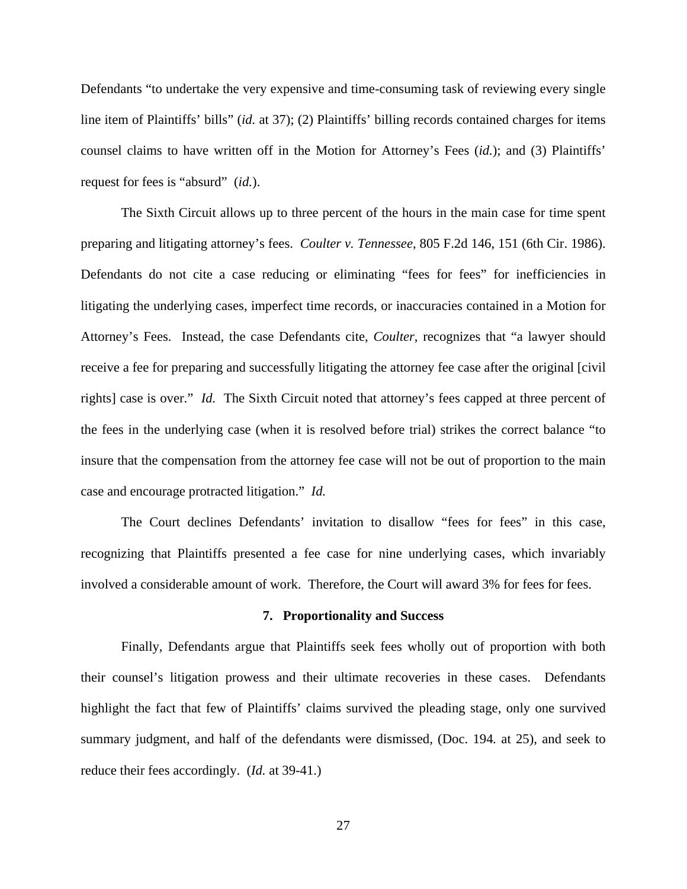Defendants "to undertake the very expensive and time-consuming task of reviewing every single line item of Plaintiffs' bills" (*id.* at 37); (2) Plaintiffs' billing records contained charges for items counsel claims to have written off in the Motion for Attorney's Fees (*id.*); and (3) Plaintiffs' request for fees is "absurd" (*id.*).

The Sixth Circuit allows up to three percent of the hours in the main case for time spent preparing and litigating attorney's fees. *Coulter v. Tennessee*, 805 F.2d 146, 151 (6th Cir. 1986). Defendants do not cite a case reducing or eliminating "fees for fees" for inefficiencies in litigating the underlying cases, imperfect time records, or inaccuracies contained in a Motion for Attorney's Fees. Instead, the case Defendants cite, *Coulter*, recognizes that "a lawyer should receive a fee for preparing and successfully litigating the attorney fee case after the original [civil rights] case is over." *Id.* The Sixth Circuit noted that attorney's fees capped at three percent of the fees in the underlying case (when it is resolved before trial) strikes the correct balance "to insure that the compensation from the attorney fee case will not be out of proportion to the main case and encourage protracted litigation." *Id.*

The Court declines Defendants' invitation to disallow "fees for fees" in this case, recognizing that Plaintiffs presented a fee case for nine underlying cases, which invariably involved a considerable amount of work. Therefore, the Court will award 3% for fees for fees.

### 7. Proportionality and Success

Finally, Defendants argue that Plaintiffs seek fees wholly out of proportion with both their counsel's litigation prowess and their ultimate recoveries in these cases. Defendants highlight the fact that few of Plaintiffs' claims survived the pleading stage, only one survived summary judgment, and half of the defendants were dismissed, (Doc. 194*.* at 25), and seek to reduce their fees accordingly. (*Id.* at 39-41.)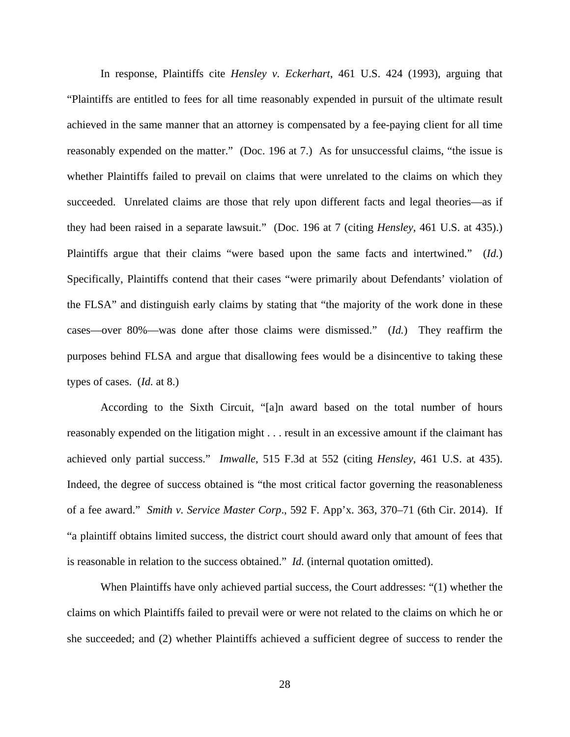In response, Plaintiffs cite *Hensley v. Eckerhart*, 461 U.S. 424 (1993), arguing that "Plaintiffs are entitled to fees for all time reasonably expended in pursuit of the ultimate result achieved in the same manner that an attorney is compensated by a fee-paying client for all time reasonably expended on the matter." (Doc. 196 at 7.) As for unsuccessful claims, "the issue is whether Plaintiffs failed to prevail on claims that were unrelated to the claims on which they succeeded. Unrelated claims are those that rely upon different facts and legal theories—as if they had been raised in a separate lawsuit." (Doc. 196 at 7 (citing *Hensley*, 461 U.S. at 435).) Plaintiffs argue that their claims "were based upon the same facts and intertwined." (*Id.*) Specifically, Plaintiffs contend that their cases "were primarily about Defendants' violation of the FLSA" and distinguish early claims by stating that "the majority of the work done in these cases—over 80%—was done after those claims were dismissed." (*Id.*) They reaffirm the purposes behind FLSA and argue that disallowing fees would be a disincentive to taking these types of cases. (*Id.* at 8.)

According to the Sixth Circuit, "[a]n award based on the total number of hours reasonably expended on the litigation might . . . result in an excessive amount if the claimant has achieved only partial success." *Imwalle*, 515 F.3d at 552 (citing *Hensley*, 461 U.S. at 435). Indeed, the degree of success obtained is "the most critical factor governing the reasonableness of a fee award." *Smith v. Service Master Corp*., 592 F. App'x. 363, 370–71 (6th Cir. 2014). If "a plaintiff obtains limited success, the district court should award only that amount of fees that is reasonable in relation to the success obtained." *Id.* (internal quotation omitted).

When Plaintiffs have only achieved partial success, the Court addresses: "(1) whether the claims on which Plaintiffs failed to prevail were or were not related to the claims on which he or she succeeded; and (2) whether Plaintiffs achieved a sufficient degree of success to render the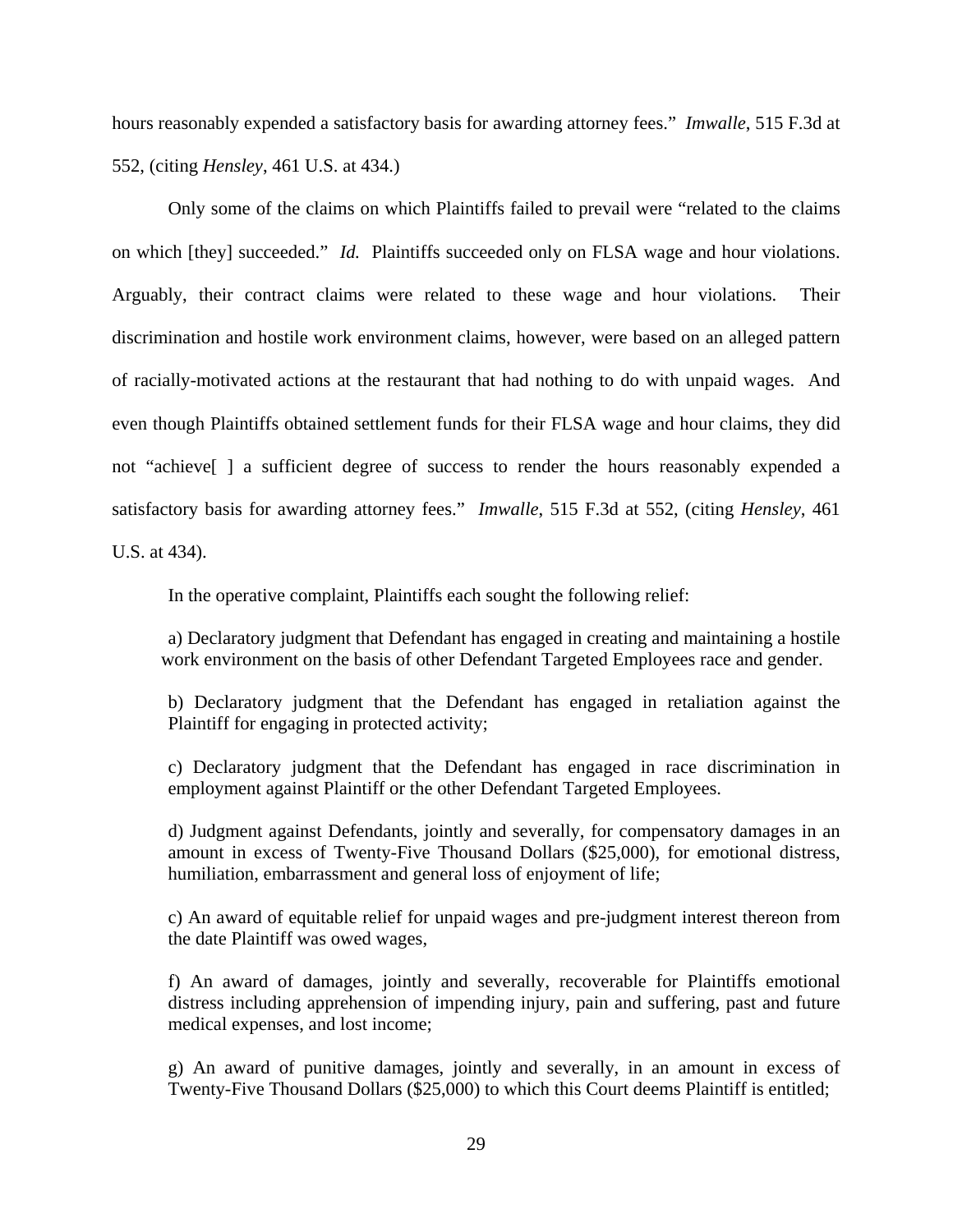hours reasonably expended a satisfactory basis for awarding attorney fees." *Imwalle*, 515 F.3d at 552, (citing *Hensley*, 461 U.S. at 434.)

Only some of the claims on which Plaintiffs failed to prevail were "related to the claims on which [they] succeeded." *Id.* Plaintiffs succeeded only on FLSA wage and hour violations. Arguably, their contract claims were related to these wage and hour violations. Their discrimination and hostile work environment claims, however, were based on an alleged pattern of racially-motivated actions at the restaurant that had nothing to do with unpaid wages. And even though Plaintiffs obtained settlement funds for their FLSA wage and hour claims, they did not "achieve[ ] a sufficient degree of success to render the hours reasonably expended a satisfactory basis for awarding attorney fees." *Imwalle*, 515 F.3d at 552, (citing *Hensley*, 461 U.S. at 434).

In the operative complaint, Plaintiffs each sought the following relief:

> a) Declaratory judgment that Defendant has engaged in creating and maintaining a hostile work environment on the basis of other Defendant Targeted Employees race and gender.
>
> b) Declaratory judgment that the Defendant has engaged in retaliation against the Plaintiff for engaging in protected activity;
>
> c) Declaratory judgment that the Defendant has engaged in race discrimination in employment against Plaintiff or the other Defendant Targeted Employees.
>
> d) Judgment against Defendants, jointly and severally, for compensatory damages in an amount in excess of Twenty-Five Thousand Dollars ($25,000), for emotional distress, humiliation, embarrassment and general loss of enjoyment of life;
>
> c) An award of equitable relief for unpaid wages and pre-judgment interest thereon from the date Plaintiff was owed wages,
>
> f) An award of damages, jointly and severally, recoverable for Plaintiffs emotional distress including apprehension of impending injury, pain and suffering, past and future medical expenses, and lost income;
>
> g) An award of punitive damages, jointly and severally, in an amount in excess of Twenty-Five Thousand Dollars ($25,000) to which this Court deems Plaintiff is entitled;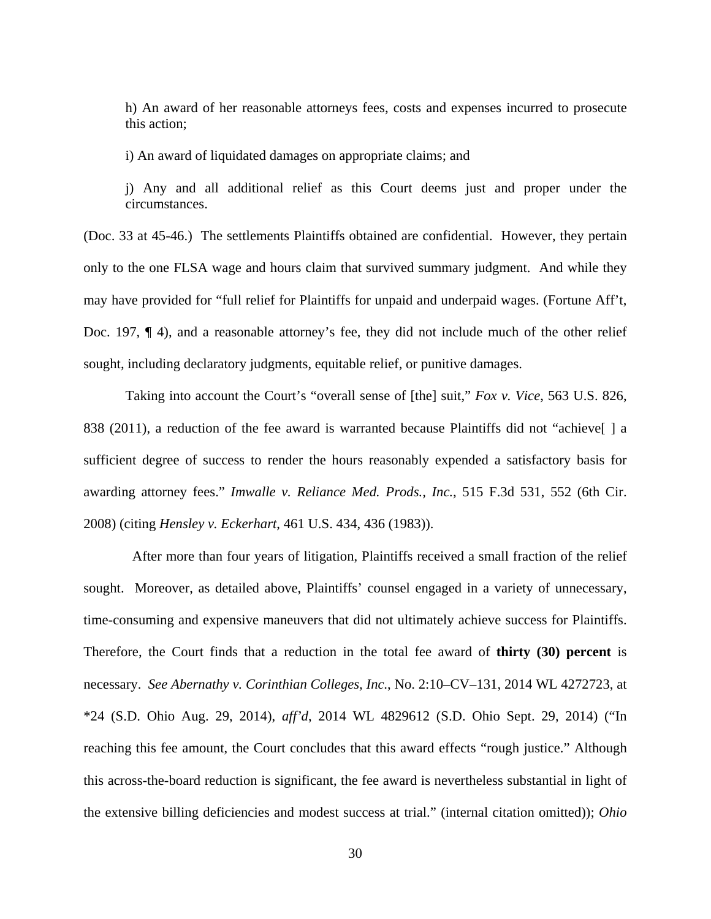> h) An award of her reasonable attorneys fees, costs and expenses incurred to prosecute this action;
>
> i) An award of liquidated damages on appropriate claims; and
>
> j) Any and all additional relief as this Court deems just and proper under the circumstances.

(Doc. 33 at 45-46.) The settlements Plaintiffs obtained are confidential. However, they pertain only to the one FLSA wage and hours claim that survived summary judgment. And while they may have provided for "full relief for Plaintiffs for unpaid and underpaid wages. (Fortune Aff't, Doc. 197, ¶ 4), and a reasonable attorney's fee, they did not include much of the other relief sought, including declaratory judgments, equitable relief, or punitive damages.

Taking into account the Court's "overall sense of [the] suit," *Fox v. Vice*, 563 U.S. 826, 838 (2011), a reduction of the fee award is warranted because Plaintiffs did not "achieve[ ] a sufficient degree of success to render the hours reasonably expended a satisfactory basis for awarding attorney fees." *Imwalle v. Reliance Med. Prods., Inc.*, 515 F.3d 531, 552 (6th Cir. 2008) (citing *Hensley v. Eckerhart*, 461 U.S. 434, 436 (1983)).

After more than four years of litigation, Plaintiffs received a small fraction of the relief sought. Moreover, as detailed above, Plaintiffs' counsel engaged in a variety of unnecessary, time-consuming and expensive maneuvers that did not ultimately achieve success for Plaintiffs. Therefore, the Court finds that a reduction in the total fee award of **thirty (30) percent** is necessary. *See Abernathy v. Corinthian Colleges, Inc.*, No. 2:10–CV–131, 2014 WL 4272723, at *24 (S.D. Ohio Aug. 29, 2014), *aff'd*, 2014 WL 4829612 (S.D. Ohio Sept. 29, 2014) ("In reaching this fee amount, the Court concludes that this award effects "rough justice." Although this across-the-board reduction is significant, the fee award is nevertheless substantial in light of the extensive billing deficiencies and modest success at trial." (internal citation omitted)); *Ohio*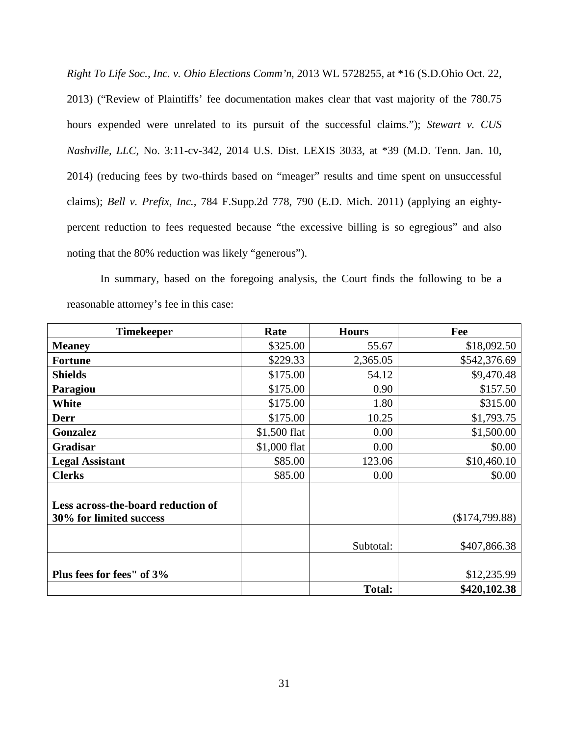*Right To Life Soc., Inc. v. Ohio Elections Comm'n*, 2013 WL 5728255, at *16 (S.D.Ohio Oct. 22, 2013) ("Review of Plaintiffs' fee documentation makes clear that vast majority of the 780.75 hours expended were unrelated to its pursuit of the successful claims."); *Stewart v. CUS Nashville, LLC*, No. 3:11-cv-342, 2014 U.S. Dist. LEXIS 3033, at *39 (M.D. Tenn. Jan. 10, 2014) (reducing fees by two-thirds based on "meager" results and time spent on unsuccessful claims); *Bell v. Prefix, Inc.*, 784 F.Supp.2d 778, 790 (E.D. Mich. 2011) (applying an eighty-percent reduction to fees requested because "the excessive billing is so egregious" and also noting that the 80% reduction was likely "generous").

In summary, based on the foregoing analysis, the Court finds the following to be a reasonable attorney's fee in this case:

| Timekeeper | Rate | Hours | Fee |
|---|---|---|---|
| **Meaney** | $325.00 | 55.67 | $18,092.50 |
| **Fortune** | $229.33 | 2,365.05 | $542,376.69 |
| **Shields** | $175.00 | 54.12 | $9,470.48 |
| **Paragiou** | $175.00 | 0.90 | $157.50 |
| **White** | $175.00 | 1.80 | $315.00 |
| **Derr** | $175.00 | 10.25 | $1,793.75 |
| **Gonzalez** | $1,500 flat | 0.00 | $1,500.00 |
| **Gradisar** | $1,000 flat | 0.00 | $0.00 |
| **Legal Assistant** | $85.00 | 123.06 | $10,460.10 |
| **Clerks** | $85.00 | 0.00 | $0.00 |
| **Less across-the-board reduction of 30% for limited success** | | | ($174,799.88) |
| | | Subtotal: | $407,866.38 |
| **Plus fees for fees" of 3%** | | | $12,235.99 |
| | | **Total:** | **$420,102.38** |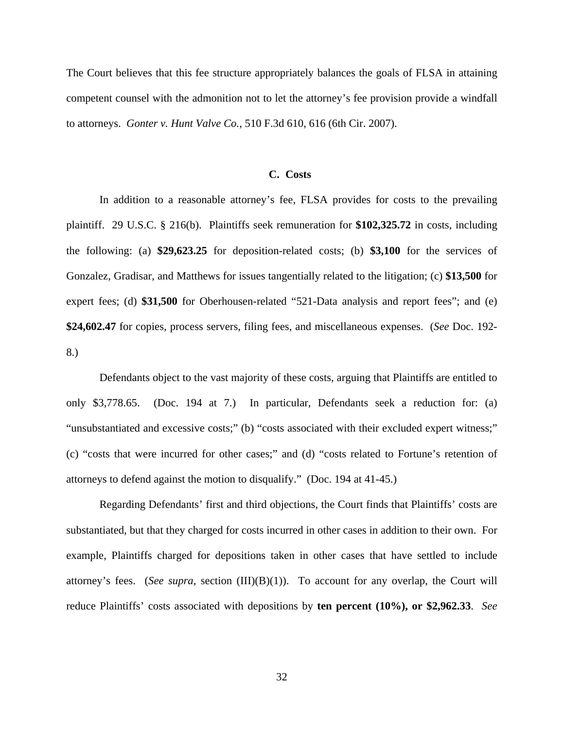The Court believes that this fee structure appropriately balances the goals of FLSA in attaining competent counsel with the admonition not to let the attorney's fee provision provide a windfall to attorneys. *Gonter v. Hunt Valve Co.*, 510 F.3d 610, 616 (6th Cir. 2007).

### C. Costs

In addition to a reasonable attorney's fee, FLSA provides for costs to the prevailing plaintiff. 29 U.S.C. § 216(b). Plaintiffs seek remuneration for **$102,325.72** in costs, including the following: (a) **$29,623.25** for deposition-related costs; (b) **$3,100** for the services of Gonzalez, Gradisar, and Matthews for issues tangentially related to the litigation; (c) **$13,500** for expert fees; (d) **$31,500** for Oberhousen-related "521-Data analysis and report fees"; and (e) **$24,602.47** for copies, process servers, filing fees, and miscellaneous expenses. (*See* Doc. 192-8.)

Defendants object to the vast majority of these costs, arguing that Plaintiffs are entitled to only $3,778.65. (Doc. 194 at 7.) In particular, Defendants seek a reduction for: (a) "unsubstantiated and excessive costs;" (b) "costs associated with their excluded expert witness;" (c) "costs that were incurred for other cases;" and (d) "costs related to Fortune's retention of attorneys to defend against the motion to disqualify." (Doc. 194 at 41-45.)

Regarding Defendants' first and third objections, the Court finds that Plaintiffs' costs are substantiated, but that they charged for costs incurred in other cases in addition to their own. For example, Plaintiffs charged for depositions taken in other cases that have settled to include attorney's fees. (*See supra*, section (III)(B)(1)). To account for any overlap, the Court will reduce Plaintiffs' costs associated with depositions by **ten percent (10%), or $2,962.33**. *See*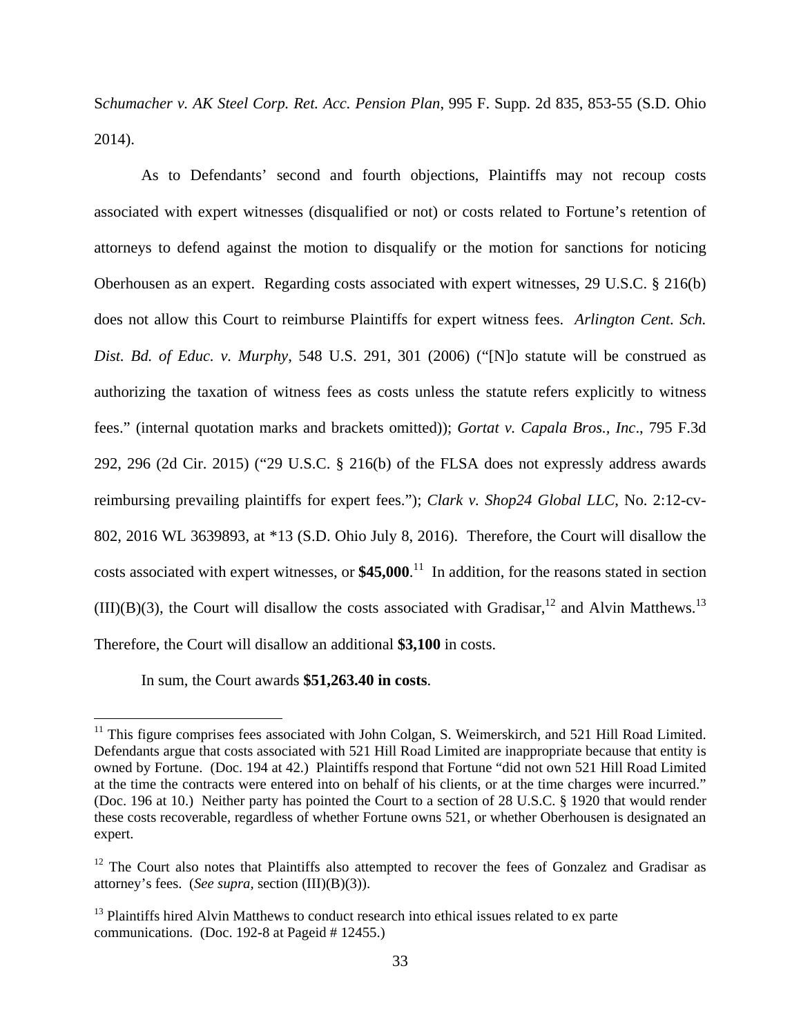S*chumacher v. AK Steel Corp. Ret. Acc. Pension Plan*, 995 F. Supp. 2d 835, 853-55 (S.D. Ohio 2014).

As to Defendants' second and fourth objections, Plaintiffs may not recoup costs associated with expert witnesses (disqualified or not) or costs related to Fortune's retention of attorneys to defend against the motion to disqualify or the motion for sanctions for noticing Oberhousen as an expert. Regarding costs associated with expert witnesses, 29 U.S.C. § 216(b) does not allow this Court to reimburse Plaintiffs for expert witness fees. *Arlington Cent. Sch. Dist. Bd. of Educ. v. Murphy*, 548 U.S. 291, 301 (2006) ("[N]o statute will be construed as authorizing the taxation of witness fees as costs unless the statute refers explicitly to witness fees." (internal quotation marks and brackets omitted)); *Gortat v. Capala Bros., Inc*., 795 F.3d 292, 296 (2d Cir. 2015) ("29 U.S.C. § 216(b) of the FLSA does not expressly address awards reimbursing prevailing plaintiffs for expert fees."); *Clark v. Shop24 Global LLC*, No. 2:12-cv-802, 2016 WL 3639893, at *13 (S.D. Ohio July 8, 2016). Therefore, the Court will disallow the costs associated with expert witnesses, or **$45,000**.[11] In addition, for the reasons stated in section (III)(B)(3), the Court will disallow the costs associated with Gradisar,[12] and Alvin Matthews.[13] Therefore, the Court will disallow an additional **$3,100** in costs.

In sum, the Court awards **$51,263.40 in costs**.

---

[11] This figure comprises fees associated with John Colgan, S. Weimerskirch, and 521 Hill Road Limited. Defendants argue that costs associated with 521 Hill Road Limited are inappropriate because that entity is owned by Fortune. (Doc. 194 at 42.) Plaintiffs respond that Fortune "did not own 521 Hill Road Limited at the time the contracts were entered into on behalf of his clients, or at the time charges were incurred." (Doc. 196 at 10.) Neither party has pointed the Court to a section of 28 U.S.C. § 1920 that would render these costs recoverable, regardless of whether Fortune owns 521, or whether Oberhousen is designated an expert.

[12] The Court also notes that Plaintiffs also attempted to recover the fees of Gonzalez and Gradisar as attorney's fees. (*See supra*, section (III)(B)(3)).

[13] Plaintiffs hired Alvin Matthews to conduct research into ethical issues related to ex parte communications. (Doc. 192-8 at Pageid # 12455.)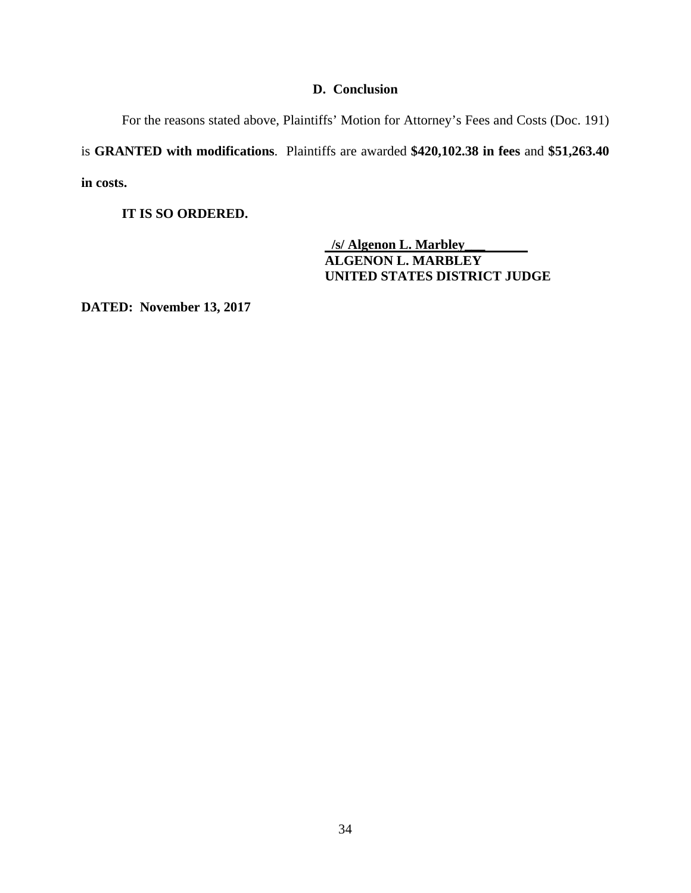### D. Conclusion

For the reasons stated above, Plaintiffs' Motion for Attorney's Fees and Costs (Doc. 191) is **GRANTED with modifications**. Plaintiffs are awarded **$420,102.38 in fees** and **$51,263.40 in costs.**

**IT IS SO ORDERED.**

**/s/ Algenon L. Marbley**
**ALGENON L. MARBLEY**
**UNITED STATES DISTRICT JUDGE**

**DATED: November 13, 2017**